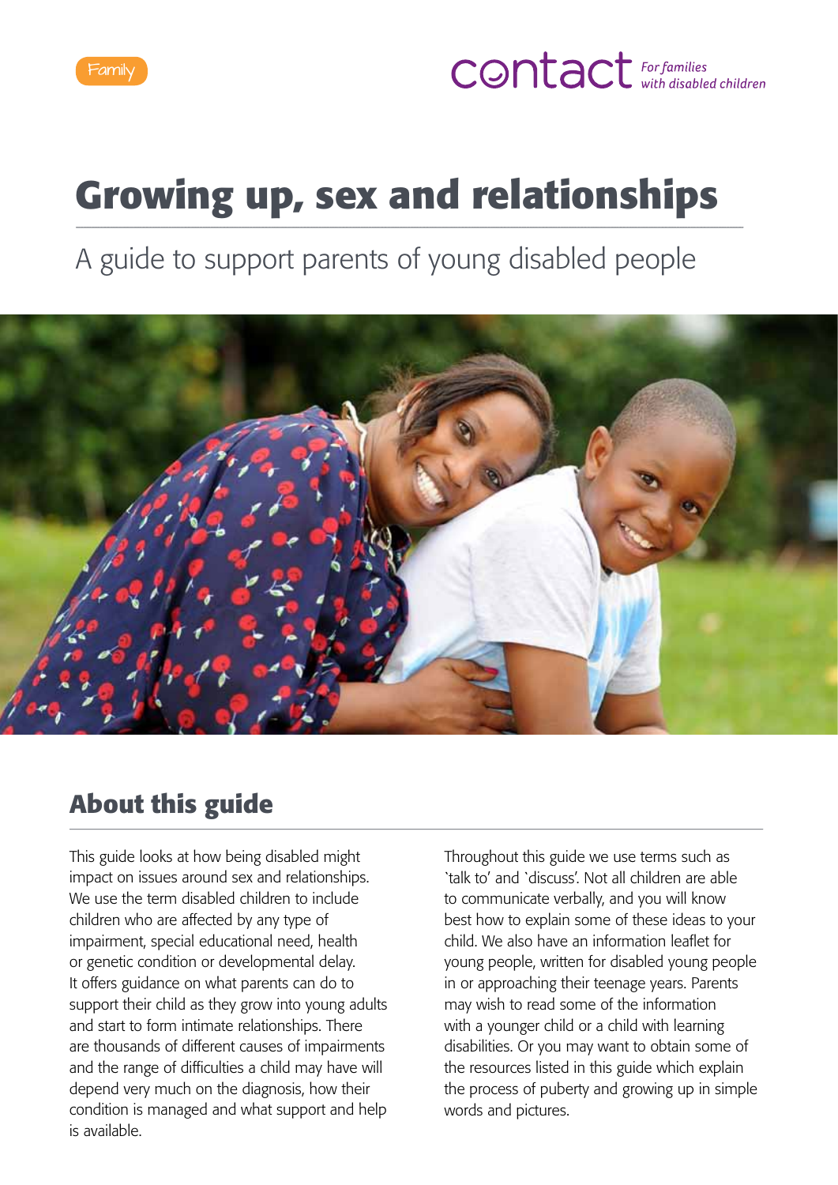Family

contact *For families with disabled children*

# Growing up, sex and relationships

A guide to support parents of young disabled people

## About this guide

This guide looks at how being disabled might impact on issues around sex and relationships. We use the term disabled children to include children who are affected by any type of impairment, special educational need, health or genetic condition or developmental delay. It offers guidance on what parents can do to support their child as they grow into young adults and start to form intimate relationships. There are thousands of different causes of impairments and the range of difficulties a child may have will depend very much on the diagnosis, how their condition is managed and what support and help is available.

Throughout this guide we use terms such as `talk to' and `discuss'. Not all children are able to communicate verbally, and you will know best how to explain some of these ideas to your child. We also have an information leaflet for young people, written for disabled young people in or approaching their teenage years. Parents may wish to read some of the information with a younger child or a child with learning disabilities. Or you may want to obtain some of the resources listed in this guide which explain the process of puberty and growing up in simple words and pictures.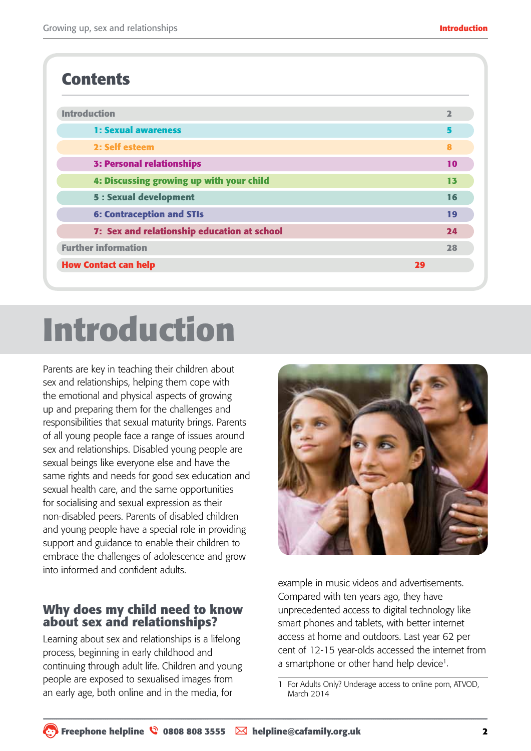## Contents

| | |
|---|---|
| Introduction | 2 |
| 1: Sexual awareness | 5 |
| 2: Self esteem | 8 |
| 3: Personal relationships | 10 |
| 4: Discussing growing up with your child | 13 |
| 5 : Sexual development | 16 |
| 6: Contraception and STIs | 19 |
| 7: Sex and relationship education at school | 24 |
| Further information | 28 |
| How Contact can help | 29 |

# Introduction

Parents are key in teaching their children about sex and relationships, helping them cope with the emotional and physical aspects of growing up and preparing them for the challenges and responsibilities that sexual maturity brings. Parents of all young people face a range of issues around sex and relationships. Disabled young people are sexual beings like everyone else and have the same rights and needs for good sex education and sexual health care, and the same opportunities for socialising and sexual expression as their non-disabled peers. Parents of disabled children and young people have a special role in providing support and guidance to enable their children to embrace the challenges of adolescence and grow into informed and confident adults.

## Why does my child need to know about sex and relationships?

Learning about sex and relationships is a lifelong process, beginning in early childhood and continuing through adult life. Children and young people are exposed to sexualised images from an early age, both online and in the media, for example in music videos and advertisements. Compared with ten years ago, they have unprecedented access to digital technology like smart phones and tablets, with better internet access at home and outdoors. Last year 62 per cent of 12-15 year-olds accessed the internet from a smartphone or other hand help device[1].

1 For Adults Only? Underage access to online porn, ATVOD, March 2014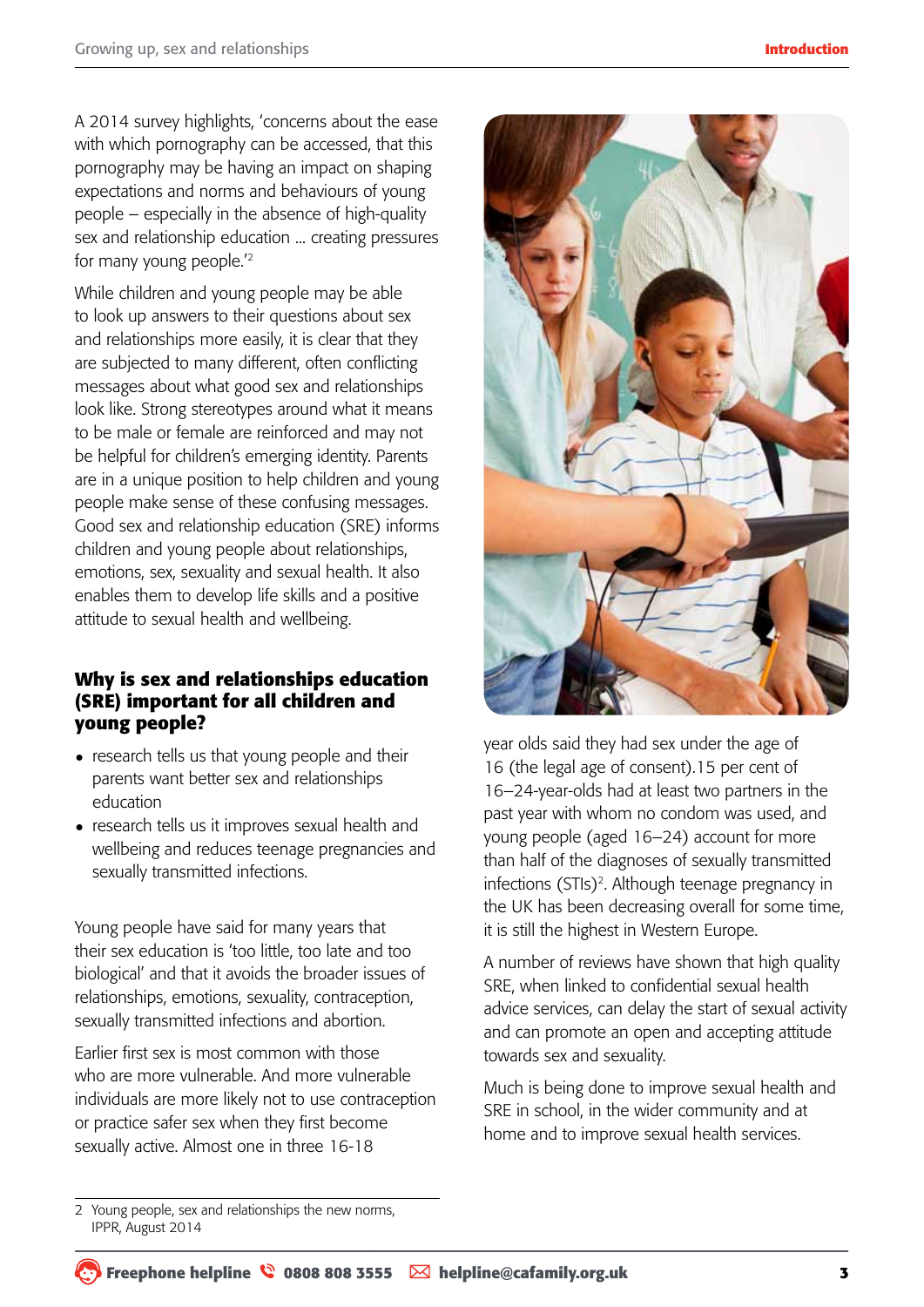A 2014 survey highlights, 'concerns about the ease with which pornography can be accessed, that this pornography may be having an impact on shaping expectations and norms and behaviours of young people – especially in the absence of high-quality sex and relationship education ... creating pressures for many young people.'[2]

While children and young people may be able to look up answers to their questions about sex and relationships more easily, it is clear that they are subjected to many different, often conflicting messages about what good sex and relationships look like. Strong stereotypes around what it means to be male or female are reinforced and may not be helpful for children's emerging identity. Parents are in a unique position to help children and young people make sense of these confusing messages. Good sex and relationship education (SRE) informs children and young people about relationships, emotions, sex, sexuality and sexual health. It also enables them to develop life skills and a positive attitude to sexual health and wellbeing.

## Why is sex and relationships education (SRE) important for all children and young people?

- research tells us that young people and their parents want better sex and relationships education
- research tells us it improves sexual health and wellbeing and reduces teenage pregnancies and sexually transmitted infections.

Young people have said for many years that their sex education is 'too little, too late and too biological' and that it avoids the broader issues of relationships, emotions, sexuality, contraception, sexually transmitted infections and abortion.

Earlier first sex is most common with those who are more vulnerable. And more vulnerable individuals are more likely not to use contraception or practice safer sex when they first become sexually active. Almost one in three 16-18 year olds said they had sex under the age of 16 (the legal age of consent).15 per cent of 16–24-year-olds had at least two partners in the past year with whom no condom was used, and young people (aged 16–24) account for more than half of the diagnoses of sexually transmitted infections (STIs)[2]. Although teenage pregnancy in the UK has been decreasing overall for some time, it is still the highest in Western Europe.

A number of reviews have shown that high quality SRE, when linked to confidential sexual health advice services, can delay the start of sexual activity and can promote an open and accepting attitude towards sex and sexuality.

Much is being done to improve sexual health and SRE in school, in the wider community and at home and to improve sexual health services.

2 Young people, sex and relationships the new norms, IPPR, August 2014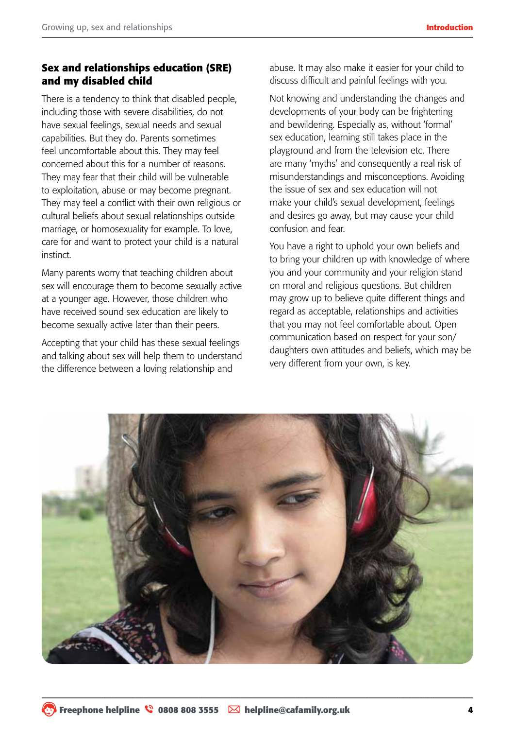## Sex and relationships education (SRE) and my disabled child

There is a tendency to think that disabled people, including those with severe disabilities, do not have sexual feelings, sexual needs and sexual capabilities. But they do. Parents sometimes feel uncomfortable about this. They may feel concerned about this for a number of reasons. They may fear that their child will be vulnerable to exploitation, abuse or may become pregnant. They may feel a conflict with their own religious or cultural beliefs about sexual relationships outside marriage, or homosexuality for example. To love, care for and want to protect your child is a natural instinct.

Many parents worry that teaching children about sex will encourage them to become sexually active at a younger age. However, those children who have received sound sex education are likely to become sexually active later than their peers.

Accepting that your child has these sexual feelings and talking about sex will help them to understand the difference between a loving relationship and abuse. It may also make it easier for your child to discuss difficult and painful feelings with you.

Not knowing and understanding the changes and developments of your body can be frightening and bewildering. Especially as, without 'formal' sex education, learning still takes place in the playground and from the television etc. There are many 'myths' and consequently a real risk of misunderstandings and misconceptions. Avoiding the issue of sex and sex education will not make your child's sexual development, feelings and desires go away, but may cause your child confusion and fear.

You have a right to uphold your own beliefs and to bring your children up with knowledge of where you and your community and your religion stand on moral and religious questions. But children may grow up to believe quite different things and regard as acceptable, relationships and activities that you may not feel comfortable about. Open communication based on respect for your son/daughters own attitudes and beliefs, which may be very different from your own, is key.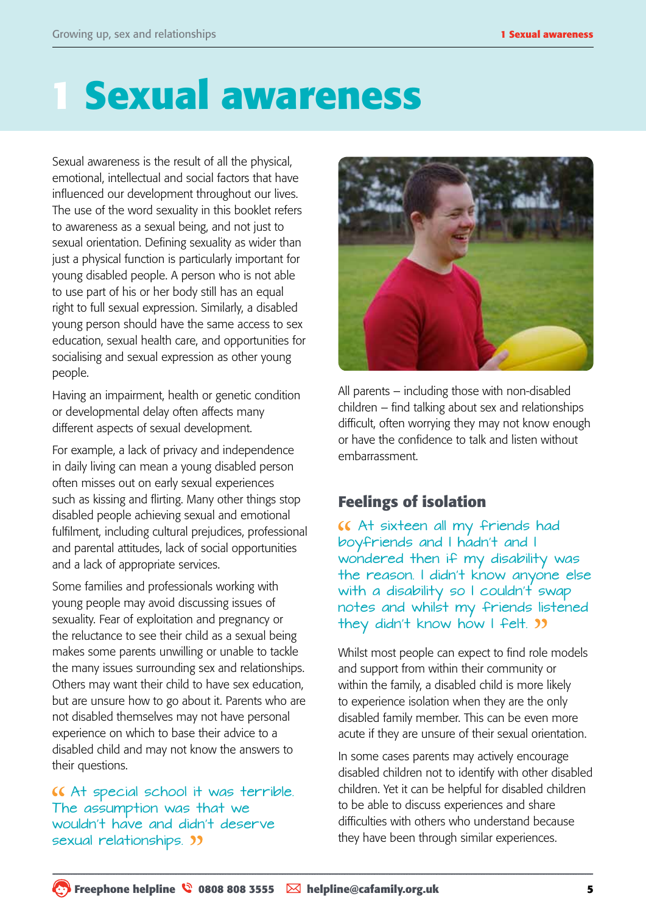# 1 Sexual awareness

Sexual awareness is the result of all the physical, emotional, intellectual and social factors that have influenced our development throughout our lives. The use of the word sexuality in this booklet refers to awareness as a sexual being, and not just to sexual orientation. Defining sexuality as wider than just a physical function is particularly important for young disabled people. A person who is not able to use part of his or her body still has an equal right to full sexual expression. Similarly, a disabled young person should have the same access to sex education, sexual health care, and opportunities for socialising and sexual expression as other young people.

Having an impairment, health or genetic condition or developmental delay often affects many different aspects of sexual development.

For example, a lack of privacy and independence in daily living can mean a young disabled person often misses out on early sexual experiences such as kissing and flirting. Many other things stop disabled people achieving sexual and emotional fulfilment, including cultural prejudices, professional and parental attitudes, lack of social opportunities and a lack of appropriate services.

Some families and professionals working with young people may avoid discussing issues of sexuality. Fear of exploitation and pregnancy or the reluctance to see their child as a sexual being makes some parents unwilling or unable to tackle the many issues surrounding sex and relationships. Others may want their child to have sex education, but are unsure how to go about it. Parents who are not disabled themselves may not have personal experience on which to base their advice to a disabled child and may not know the answers to their questions.

> “At special school it was terrible. The assumption was that we wouldn't have and didn't deserve sexual relationships.”

All parents – including those with non-disabled children – find talking about sex and relationships difficult, often worrying they may not know enough or have the confidence to talk and listen without embarrassment.

## Feelings of isolation

> “At sixteen all my friends had boyfriends and I hadn't and I wondered then if my disability was the reason. I didn't know anyone else with a disability so I couldn't swap notes and whilst my friends listened they didn't know how I felt.”

Whilst most people can expect to find role models and support from within their community or within the family, a disabled child is more likely to experience isolation when they are the only disabled family member. This can be even more acute if they are unsure of their sexual orientation.

In some cases parents may actively encourage disabled children not to identify with other disabled children. Yet it can be helpful for disabled children to be able to discuss experiences and share difficulties with others who understand because they have been through similar experiences.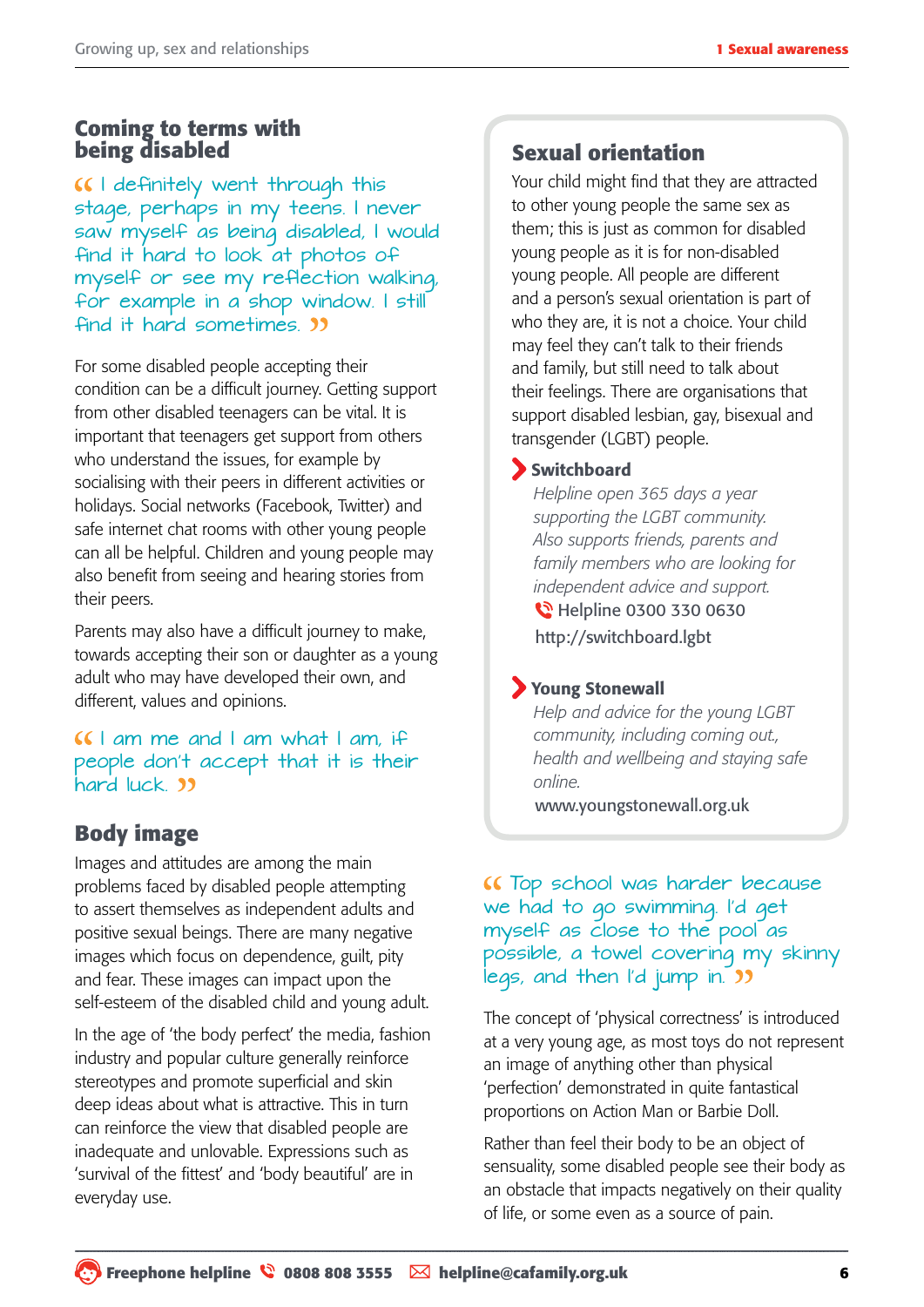## Coming to terms with being disabled

*"I definitely went through this stage, perhaps in my teens. I never saw myself as being disabled, I would find it hard to look at photos of myself or see my reflection walking, for example in a shop window. I still find it hard sometimes."*

For some disabled people accepting their condition can be a difficult journey. Getting support from other disabled teenagers can be vital. It is important that teenagers get support from others who understand the issues, for example by socialising with their peers in different activities or holidays. Social networks (Facebook, Twitter) and safe internet chat rooms with other young people can all be helpful. Children and young people may also benefit from seeing and hearing stories from their peers.

Parents may also have a difficult journey to make, towards accepting their son or daughter as a young adult who may have developed their own, and different, values and opinions.

*"I am me and I am what I am, if people don't accept that it is their hard luck."*

## Body image

Images and attitudes are among the main problems faced by disabled people attempting to assert themselves as independent adults and positive sexual beings. There are many negative images which focus on dependence, guilt, pity and fear. These images can impact upon the self-esteem of the disabled child and young adult.

In the age of 'the body perfect' the media, fashion industry and popular culture generally reinforce stereotypes and promote superficial and skin deep ideas about what is attractive. This in turn can reinforce the view that disabled people are inadequate and unlovable. Expressions such as 'survival of the fittest' and 'body beautiful' are in everyday use.

## Sexual orientation

Your child might find that they are attracted to other young people the same sex as them; this is just as common for disabled young people as it is for non-disabled young people. All people are different and a person's sexual orientation is part of who they are, it is not a choice. Your child may feel they can't talk to their friends and family, but still need to talk about their feelings. There are organisations that support disabled lesbian, gay, bisexual and transgender (LGBT) people.

**Switchboard**

*Helpline open 365 days a year supporting the LGBT community. Also supports friends, parents and family members who are looking for independent advice and support.*

Helpline 0300 330 0630

http://switchboard.lgbt

**Young Stonewall**

*Help and advice for the young LGBT community, including coming out, health and wellbeing and staying safe online.*

www.youngstonewall.org.uk

*"Top school was harder because we had to go swimming. I'd get myself as close to the pool as possible, a towel covering my skinny legs, and then I'd jump in."*

The concept of 'physical correctness' is introduced at a very young age, as most toys do not represent an image of anything other than physical 'perfection' demonstrated in quite fantastical proportions on Action Man or Barbie Doll.

Rather than feel their body to be an object of sensuality, some disabled people see their body as an obstacle that impacts negatively on their quality of life, or some even as a source of pain.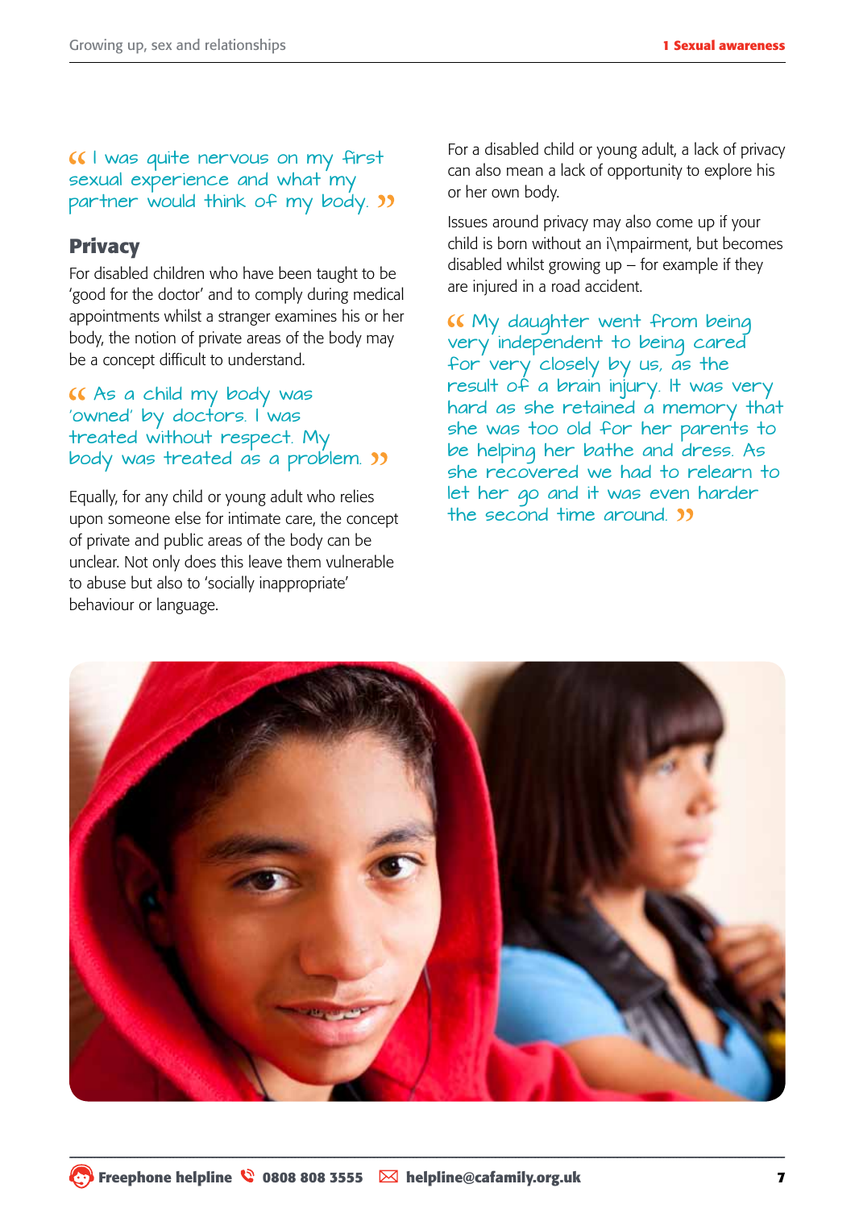“ I was quite nervous on my first sexual experience and what my partner would think of my body. ”

## Privacy

For disabled children who have been taught to be 'good for the doctor' and to comply during medical appointments whilst a stranger examines his or her body, the notion of private areas of the body may be a concept difficult to understand.

“ As a child my body was 'owned' by doctors. I was treated without respect. My body was treated as a problem. ”

Equally, for any child or young adult who relies upon someone else for intimate care, the concept of private and public areas of the body can be unclear. Not only does this leave them vulnerable to abuse but also to 'socially inappropriate' behaviour or language.

For a disabled child or young adult, a lack of privacy can also mean a lack of opportunity to explore his or her own body.

Issues around privacy may also come up if your child is born without an i\mpairment, but becomes disabled whilst growing up – for example if they are injured in a road accident.

“ My daughter went from being very independent to being cared for very closely by us, as the result of a brain injury. It was very hard as she retained a memory that she was too old for her parents to be helping her bathe and dress. As she recovered we had to relearn to let her go and it was even harder the second time around. ”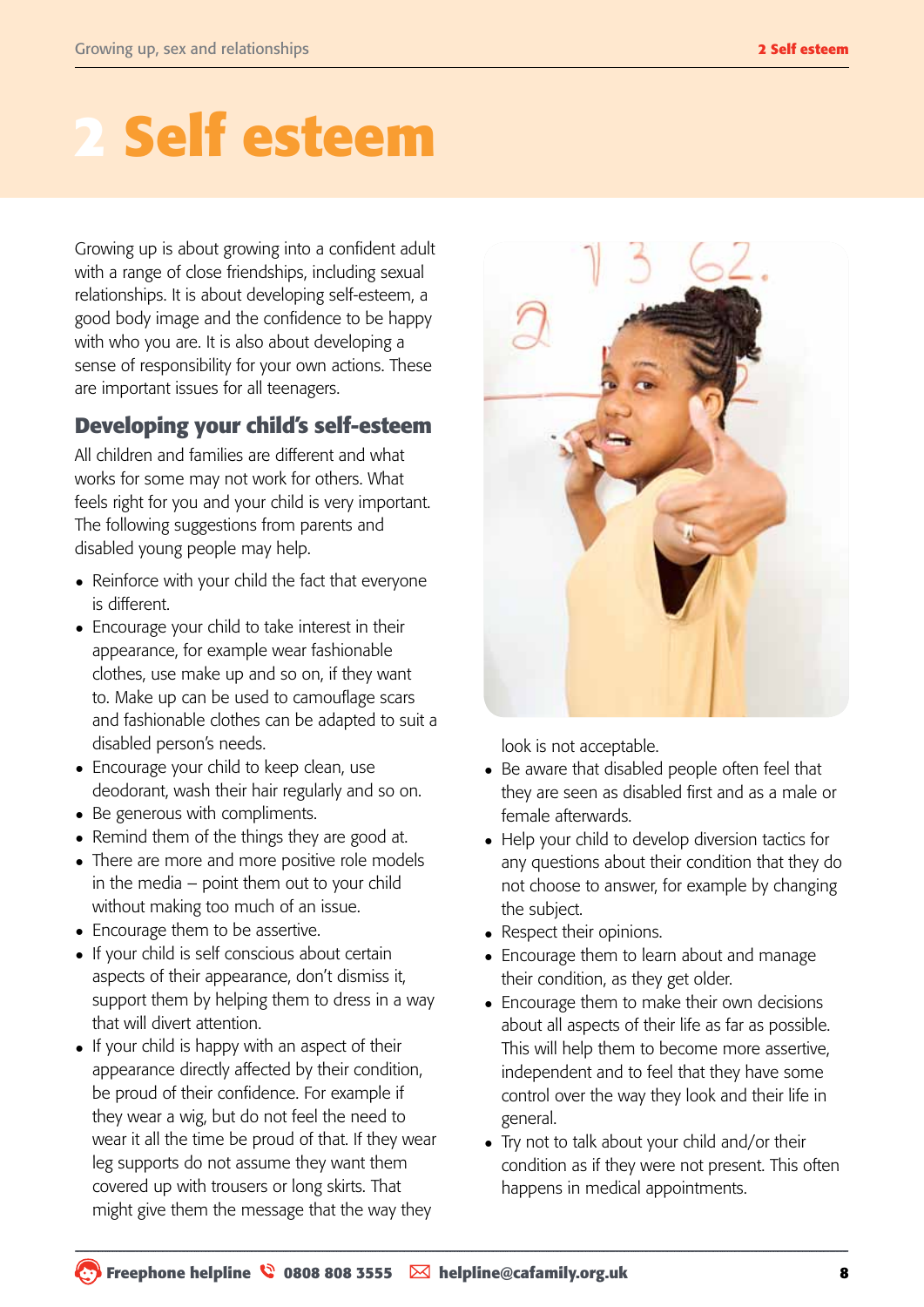# 2 Self esteem

Growing up is about growing into a confident adult with a range of close friendships, including sexual relationships. It is about developing self-esteem, a good body image and the confidence to be happy with who you are. It is also about developing a sense of responsibility for your own actions. These are important issues for all teenagers.

## Developing your child's self-esteem

All children and families are different and what works for some may not work for others. What feels right for you and your child is very important. The following suggestions from parents and disabled young people may help.

- Reinforce with your child the fact that everyone is different.
- Encourage your child to take interest in their appearance, for example wear fashionable clothes, use make up and so on, if they want to. Make up can be used to camouflage scars and fashionable clothes can be adapted to suit a disabled person's needs.
- Encourage your child to keep clean, use deodorant, wash their hair regularly and so on.
- Be generous with compliments.
- Remind them of the things they are good at.
- There are more and more positive role models in the media – point them out to your child without making too much of an issue.
- Encourage them to be assertive.
- If your child is self conscious about certain aspects of their appearance, don't dismiss it, support them by helping them to dress in a way that will divert attention.
- If your child is happy with an aspect of their appearance directly affected by their condition, be proud of their confidence. For example if they wear a wig, but do not feel the need to wear it all the time be proud of that. If they wear leg supports do not assume they want them covered up with trousers or long skirts. That might give them the message that the way they look is not acceptable.
- Be aware that disabled people often feel that they are seen as disabled first and as a male or female afterwards.
- Help your child to develop diversion tactics for any questions about their condition that they do not choose to answer, for example by changing the subject.
- Respect their opinions.
- Encourage them to learn about and manage their condition, as they get older.
- Encourage them to make their own decisions about all aspects of their life as far as possible. This will help them to become more assertive, independent and to feel that they have some control over the way they look and their life in general.
- Try not to talk about your child and/or their condition as if they were not present. This often happens in medical appointments.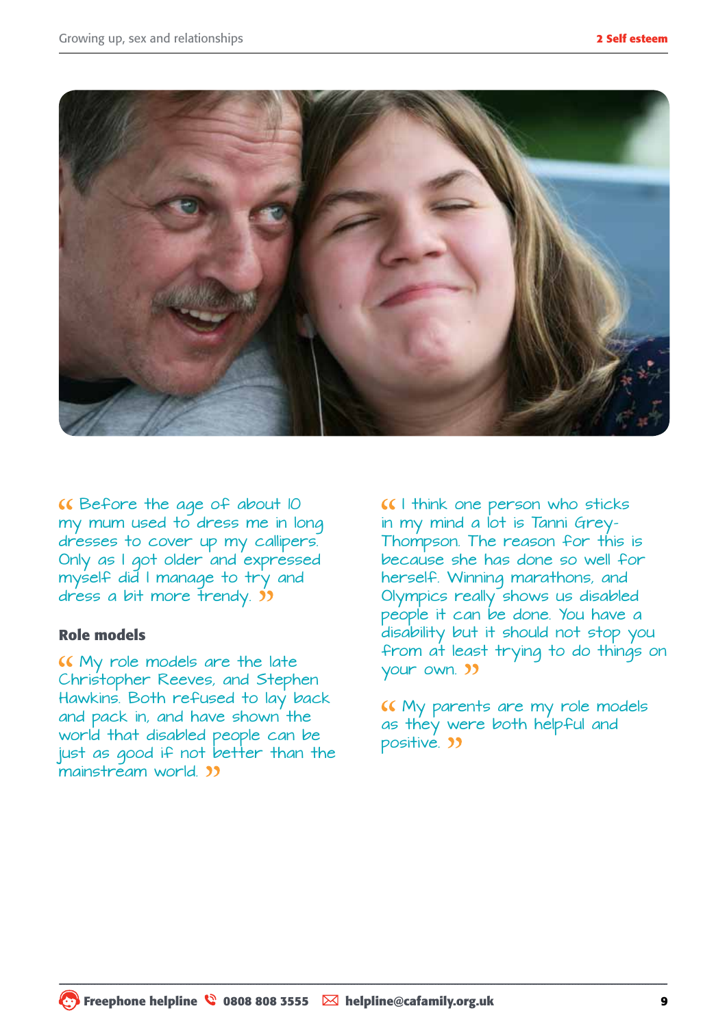“ Before the age of about 10 my mum used to dress me in long dresses to cover up my callipers. Only as I got older and expressed myself did I manage to try and dress a bit more trendy. ”

## Role models

“ My role models are the late Christopher Reeves, and Stephen Hawkins. Both refused to lay back and pack in, and have shown the world that disabled people can be just as good if not better than the mainstream world. ”

“ I think one person who sticks in my mind a lot is Tanni Grey-Thompson. The reason for this is because she has done so well for herself. Winning marathons, and Olympics really shows us disabled people it can be done. You have a disability but it should not stop you from at least trying to do things on your own. ”

“ My parents are my role models as they were both helpful and positive. ”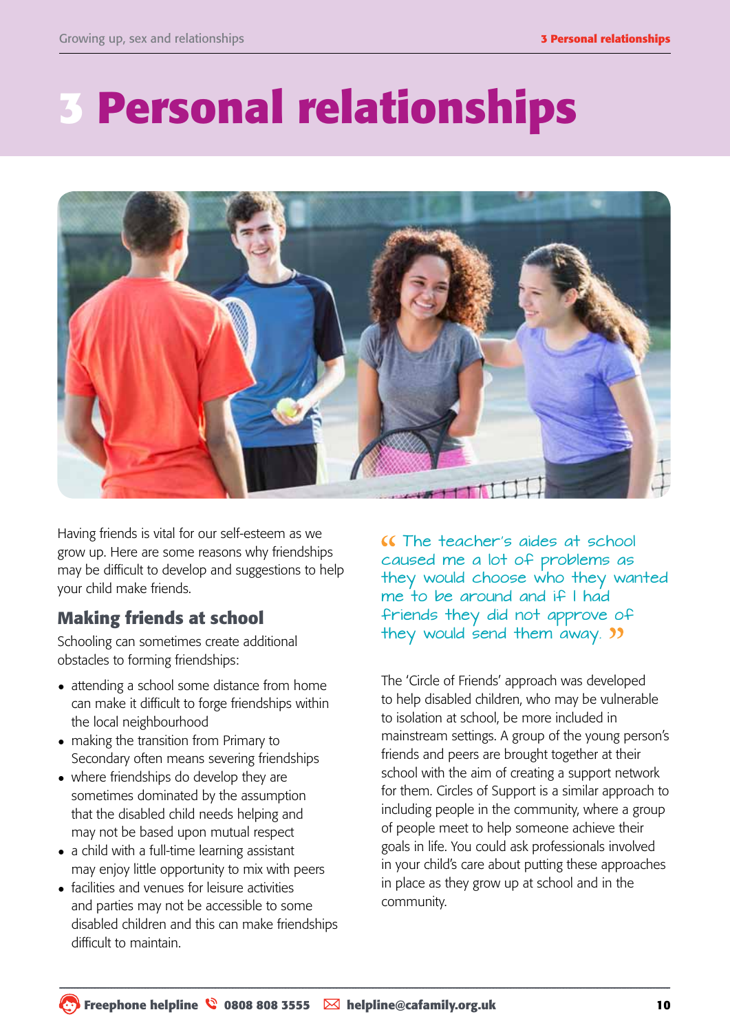# 3 Personal relationships

Having friends is vital for our self-esteem as we grow up. Here are some reasons why friendships may be difficult to develop and suggestions to help your child make friends.

## Making friends at school

Schooling can sometimes create additional obstacles to forming friendships:

- attending a school some distance from home can make it difficult to forge friendships within the local neighbourhood
- making the transition from Primary to Secondary often means severing friendships
- where friendships do develop they are sometimes dominated by the assumption that the disabled child needs helping and may not be based upon mutual respect
- a child with a full-time learning assistant may enjoy little opportunity to mix with peers
- facilities and venues for leisure activities and parties may not be accessible to some disabled children and this can make friendships difficult to maintain.

> "The teacher's aides at school caused me a lot of problems as they would choose who they wanted me to be around and if I had friends they did not approve of they would send them away."

The 'Circle of Friends' approach was developed to help disabled children, who may be vulnerable to isolation at school, be more included in mainstream settings. A group of the young person's friends and peers are brought together at their school with the aim of creating a support network for them. Circles of Support is a similar approach to including people in the community, where a group of people meet to help someone achieve their goals in life. You could ask professionals involved in your child's care about putting these approaches in place as they grow up at school and in the community.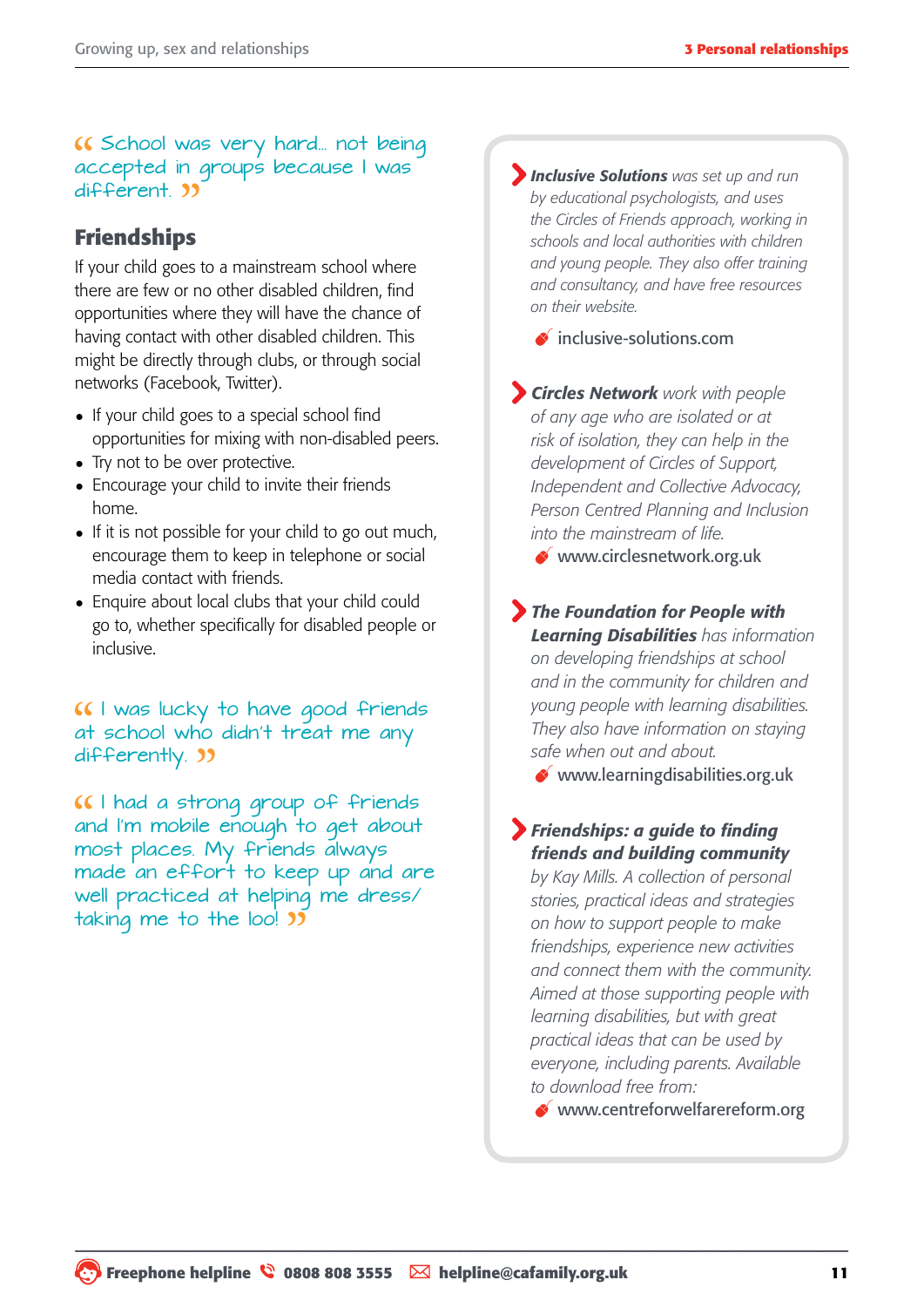“ School was very hard... not being accepted in groups because I was different. ”

## Friendships

If your child goes to a mainstream school where there are few or no other disabled children, find opportunities where they will have the chance of having contact with other disabled children. This might be directly through clubs, or through social networks (Facebook, Twitter).

- If your child goes to a special school find opportunities for mixing with non-disabled peers.
- Try not to be over protective.
- Encourage your child to invite their friends home.
- If it is not possible for your child to go out much, encourage them to keep in telephone or social media contact with friends.
- Enquire about local clubs that your child could go to, whether specifically for disabled people or inclusive.

“ I was lucky to have good friends at school who didn't treat me any differently. ”

“ I had a strong group of friends and I'm mobile enough to get about most places. My friends always made an effort to keep up and are well practiced at helping me dress/taking me to the loo! ”

**Inclusive Solutions** *was set up and run by educational psychologists, and uses the Circles of Friends approach, working in schools and local authorities with children and young people. They also offer training and consultancy, and have free resources on their website.*

inclusive-solutions.com

**Circles Network** *work with people of any age who are isolated or at risk of isolation, they can help in the development of Circles of Support, Independent and Collective Advocacy, Person Centred Planning and Inclusion into the mainstream of life.*

www.circlesnetwork.org.uk

**The Foundation for People with Learning Disabilities** *has information on developing friendships at school and in the community for children and young people with learning disabilities. They also have information on staying safe when out and about.*

www.learningdisabilities.org.uk

**Friendships: a guide to finding friends and building community** *by Kay Mills. A collection of personal stories, practical ideas and strategies on how to support people to make friendships, experience new activities and connect them with the community. Aimed at those supporting people with learning disabilities, but with great practical ideas that can be used by everyone, including parents. Available to download free from:*

www.centreforwelfarereform.org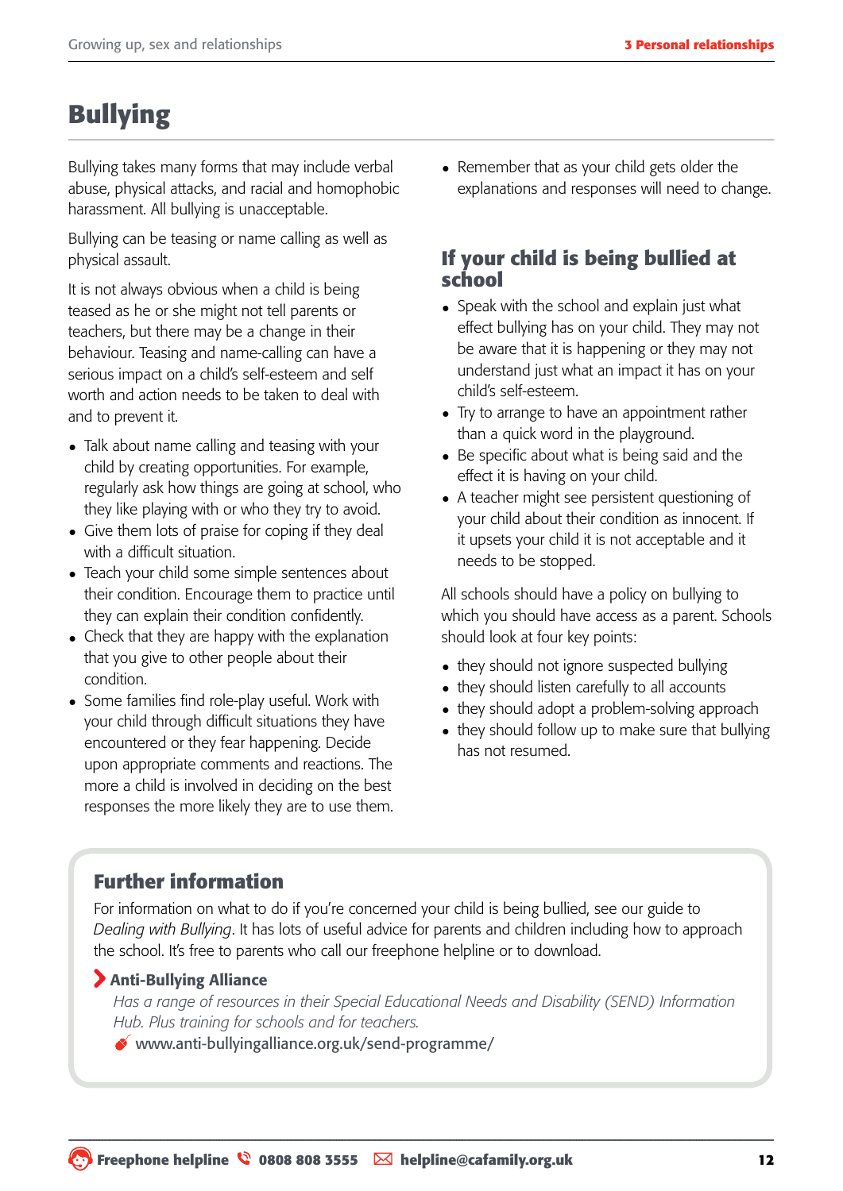# Bullying

Bullying takes many forms that may include verbal abuse, physical attacks, and racial and homophobic harassment. All bullying is unacceptable.

Bullying can be teasing or name calling as well as physical assault.

It is not always obvious when a child is being teased as he or she might not tell parents or teachers, but there may be a change in their behaviour. Teasing and name-calling can have a serious impact on a child's self-esteem and self worth and action needs to be taken to deal with and to prevent it.

- Talk about name calling and teasing with your child by creating opportunities. For example, regularly ask how things are going at school, who they like playing with or who they try to avoid.
- Give them lots of praise for coping if they deal with a difficult situation.
- Teach your child some simple sentences about their condition. Encourage them to practice until they can explain their condition confidently.
- Check that they are happy with the explanation that you give to other people about their condition.
- Some families find role-play useful. Work with your child through difficult situations they have encountered or they fear happening. Decide upon appropriate comments and reactions. The more a child is involved in deciding on the best responses the more likely they are to use them.
- Remember that as your child gets older the explanations and responses will need to change.

## If your child is being bullied at school

- Speak with the school and explain just what effect bullying has on your child. They may not be aware that it is happening or they may not understand just what an impact it has on your child's self-esteem.
- Try to arrange to have an appointment rather than a quick word in the playground.
- Be specific about what is being said and the effect it is having on your child.
- A teacher might see persistent questioning of your child about their condition as innocent. If it upsets your child it is not acceptable and it needs to be stopped.

All schools should have a policy on bullying to which you should have access as a parent. Schools should look at four key points:

- they should not ignore suspected bullying
- they should listen carefully to all accounts
- they should adopt a problem-solving approach
- they should follow up to make sure that bullying has not resumed.

## Further information

For information on what to do if you're concerned your child is being bullied, see our guide to *Dealing with Bullying*. It has lots of useful advice for parents and children including how to approach the school. It's free to parents who call our freephone helpline or to download.

**Anti-Bullying Alliance**

*Has a range of resources in their Special Educational Needs and Disability (SEND) Information Hub. Plus training for schools and for teachers.*

www.anti-bullyingalliance.org.uk/send-programme/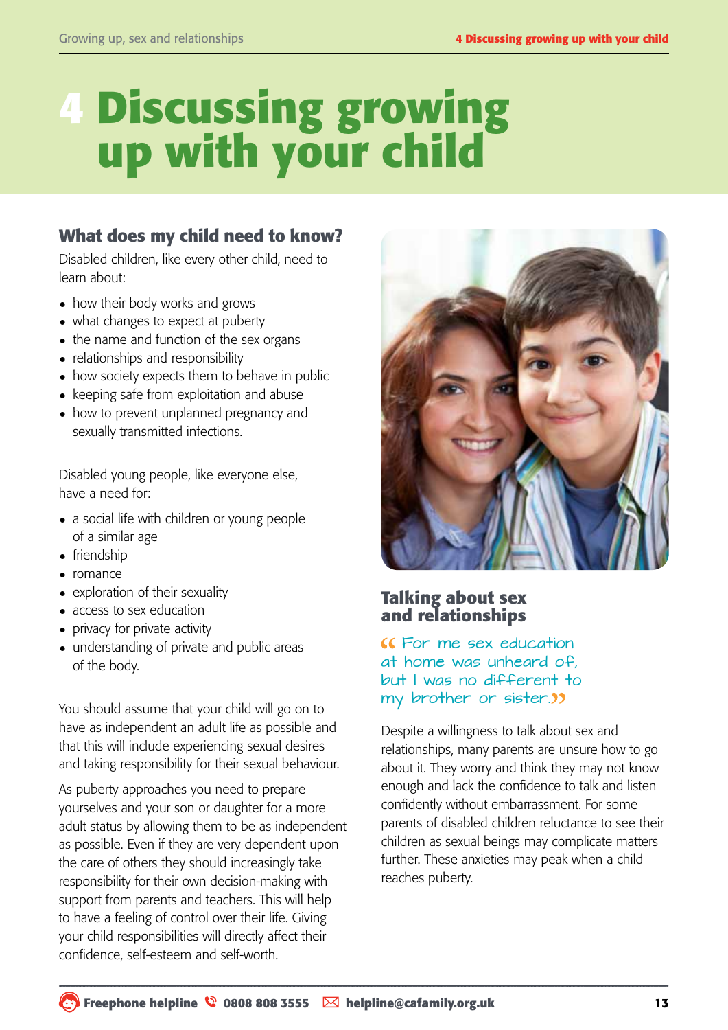# 4 Discussing growing up with your child

## What does my child need to know?

Disabled children, like every other child, need to learn about:

- how their body works and grows
- what changes to expect at puberty
- the name and function of the sex organs
- relationships and responsibility
- how society expects them to behave in public
- keeping safe from exploitation and abuse
- how to prevent unplanned pregnancy and sexually transmitted infections.

Disabled young people, like everyone else, have a need for:

- a social life with children or young people of a similar age
- friendship
- romance
- exploration of their sexuality
- access to sex education
- privacy for private activity
- understanding of private and public areas of the body.

You should assume that your child will go on to have as independent an adult life as possible and that this will include experiencing sexual desires and taking responsibility for their sexual behaviour.

As puberty approaches you need to prepare yourselves and your son or daughter for a more adult status by allowing them to be as independent as possible. Even if they are very dependent upon the care of others they should increasingly take responsibility for their own decision-making with support from parents and teachers. This will help to have a feeling of control over their life. Giving your child responsibilities will directly affect their confidence, self-esteem and self-worth.

## Talking about sex and relationships

*“For me sex education at home was unheard of, but I was no different to my brother or sister.”*

Despite a willingness to talk about sex and relationships, many parents are unsure how to go about it. They worry and think they may not know enough and lack the confidence to talk and listen confidently without embarrassment. For some parents of disabled children reluctance to see their children as sexual beings may complicate matters further. These anxieties may peak when a child reaches puberty.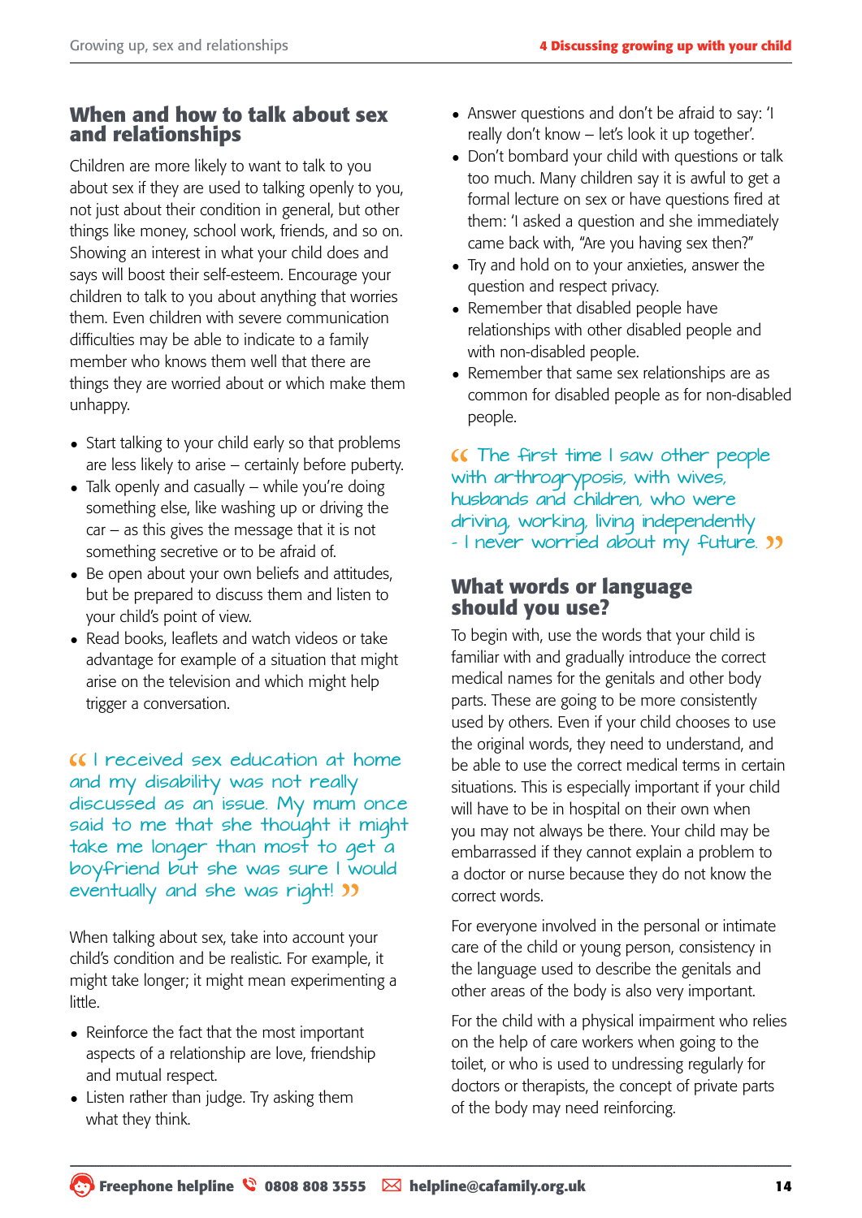## When and how to talk about sex and relationships

Children are more likely to want to talk to you about sex if they are used to talking openly to you, not just about their condition in general, but other things like money, school work, friends, and so on. Showing an interest in what your child does and says will boost their self-esteem. Encourage your children to talk to you about anything that worries them. Even children with severe communication difficulties may be able to indicate to a family member who knows them well that there are things they are worried about or which make them unhappy.

- Start talking to your child early so that problems are less likely to arise – certainly before puberty.
- Talk openly and casually – while you're doing something else, like washing up or driving the car – as this gives the message that it is not something secretive or to be afraid of.
- Be open about your own beliefs and attitudes, but be prepared to discuss them and listen to your child's point of view.
- Read books, leaflets and watch videos or take advantage for example of a situation that might arise on the television and which might help trigger a conversation.

> "I received sex education at home and my disability was not really discussed as an issue. My mum once said to me that she thought it might take me longer than most to get a boyfriend but she was sure I would eventually and she was right!"

When talking about sex, take into account your child's condition and be realistic. For example, it might take longer; it might mean experimenting a little.

- Reinforce the fact that the most important aspects of a relationship are love, friendship and mutual respect.
- Listen rather than judge. Try asking them what they think.
- Answer questions and don't be afraid to say: 'I really don't know – let's look it up together'.
- Don't bombard your child with questions or talk too much. Many children say it is awful to get a formal lecture on sex or have questions fired at them: 'I asked a question and she immediately came back with, "Are you having sex then?"'
- Try and hold on to your anxieties, answer the question and respect privacy.
- Remember that disabled people have relationships with other disabled people and with non-disabled people.
- Remember that same sex relationships are as common for disabled people as for non-disabled people.

> "The first time I saw other people with arthrogryposis, with wives, husbands and children, who were driving, working, living independently - I never worried about my future."

## What words or language should you use?

To begin with, use the words that your child is familiar with and gradually introduce the correct medical names for the genitals and other body parts. These are going to be more consistently used by others. Even if your child chooses to use the original words, they need to understand, and be able to use the correct medical terms in certain situations. This is especially important if your child will have to be in hospital on their own when you may not always be there. Your child may be embarrassed if they cannot explain a problem to a doctor or nurse because they do not know the correct words.

For everyone involved in the personal or intimate care of the child or young person, consistency in the language used to describe the genitals and other areas of the body is also very important.

For the child with a physical impairment who relies on the help of care workers when going to the toilet, or who is used to undressing regularly for doctors or therapists, the concept of private parts of the body may need reinforcing.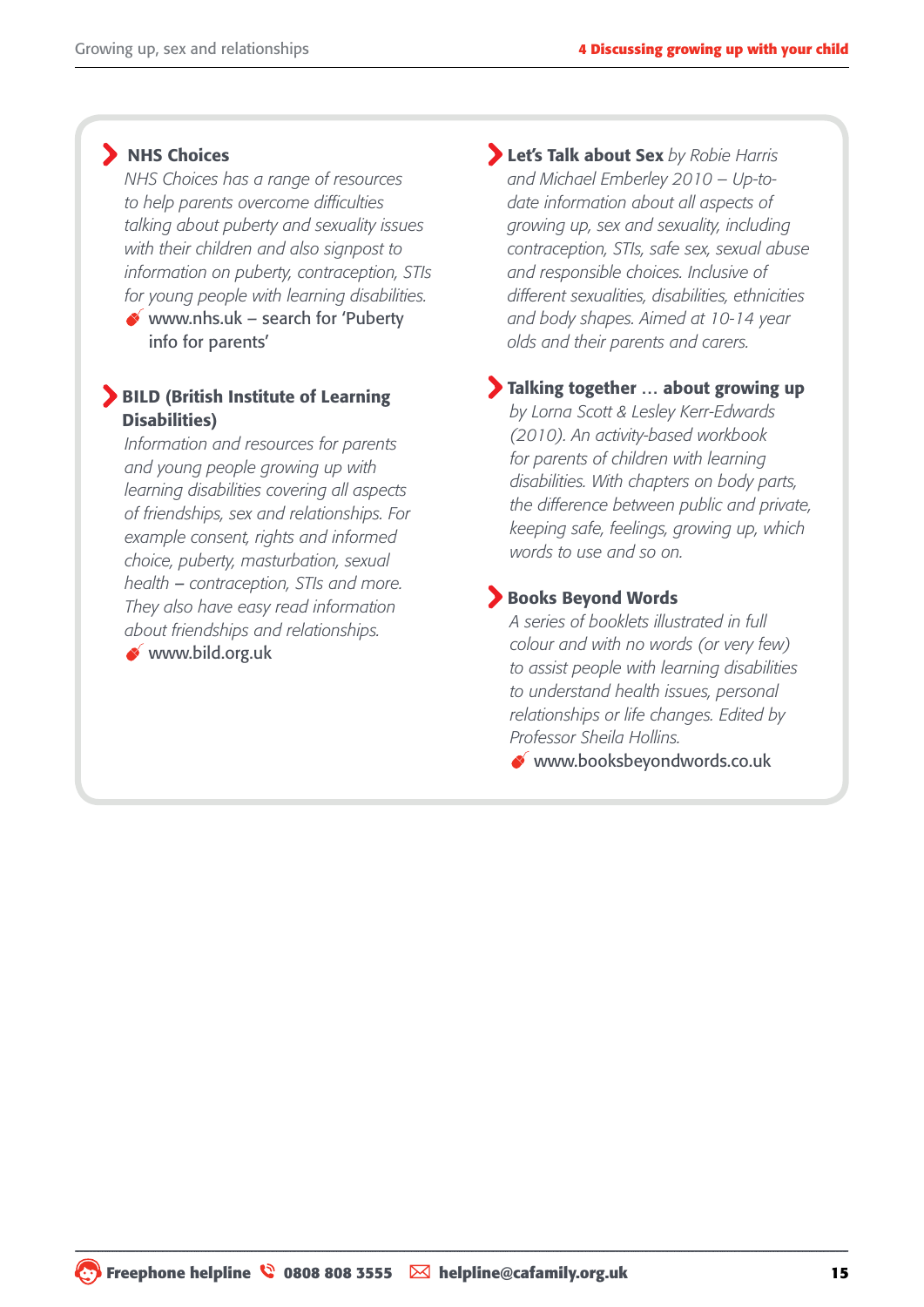### NHS Choices

*NHS Choices has a range of resources to help parents overcome difficulties talking about puberty and sexuality issues with their children and also signpost to information on puberty, contraception, STIs for young people with learning disabilities.*

www.nhs.uk – search for 'Puberty info for parents'

### BILD (British Institute of Learning Disabilities)

*Information and resources for parents and young people growing up with learning disabilities covering all aspects of friendships, sex and relationships. For example consent, rights and informed choice, puberty, masturbation, sexual health – contraception, STIs and more. They also have easy read information about friendships and relationships.*

www.bild.org.uk

### Let's Talk about Sex *by Robie Harris and Michael Emberley 2010*

*– Up-to-date information about all aspects of growing up, sex and sexuality, including contraception, STIs, safe sex, sexual abuse and responsible choices. Inclusive of different sexualities, disabilities, ethnicities and body shapes. Aimed at 10-14 year olds and their parents and carers.*

### Talking together … about growing up

*by Lorna Scott & Lesley Kerr-Edwards (2010). An activity-based workbook for parents of children with learning disabilities. With chapters on body parts, the difference between public and private, keeping safe, feelings, growing up, which words to use and so on.*

### Books Beyond Words

*A series of booklets illustrated in full colour and with no words (or very few) to assist people with learning disabilities to understand health issues, personal relationships or life changes. Edited by Professor Sheila Hollins.*

www.booksbeyondwords.co.uk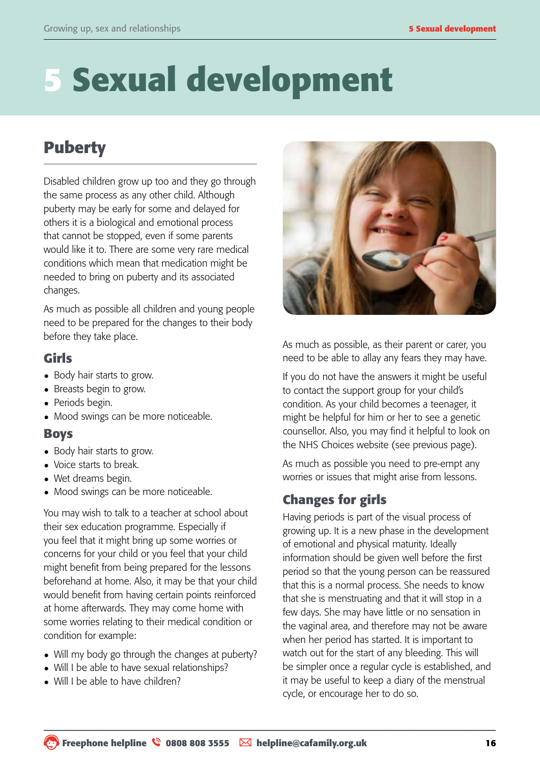# 5 Sexual development

## Puberty

Disabled children grow up too and they go through the same process as any other child. Although puberty may be early for some and delayed for others it is a biological and emotional process that cannot be stopped, even if some parents would like it to. There are some very rare medical conditions which mean that medication might be needed to bring on puberty and its associated changes.

As much as possible all children and young people need to be prepared for the changes to their body before they take place.

### Girls

- Body hair starts to grow.
- Breasts begin to grow.
- Periods begin.
- Mood swings can be more noticeable.

### Boys

- Body hair starts to grow.
- Voice starts to break.
- Wet dreams begin.
- Mood swings can be more noticeable.

You may wish to talk to a teacher at school about their sex education programme. Especially if you feel that it might bring up some worries or concerns for your child or you feel that your child might benefit from being prepared for the lessons beforehand at home. Also, it may be that your child would benefit from having certain points reinforced at home afterwards. They may come home with some worries relating to their medical condition or condition for example:

- Will my body go through the changes at puberty?
- Will I be able to have sexual relationships?
- Will I be able to have children?

As much as possible, as their parent or carer, you need to be able to allay any fears they may have.

If you do not have the answers it might be useful to contact the support group for your child's condition. As your child becomes a teenager, it might be helpful for him or her to see a genetic counsellor. Also, you may find it helpful to look on the NHS Choices website (see previous page).

As much as possible you need to pre-empt any worries or issues that might arise from lessons.

## Changes for girls

Having periods is part of the visual process of growing up. It is a new phase in the development of emotional and physical maturity. Ideally information should be given well before the first period so that the young person can be reassured that this is a normal process. She needs to know that she is menstruating and that it will stop in a few days. She may have little or no sensation in the vaginal area, and therefore may not be aware when her period has started. It is important to watch out for the start of any bleeding. This will be simpler once a regular cycle is established, and it may be useful to keep a diary of the menstrual cycle, or encourage her to do so.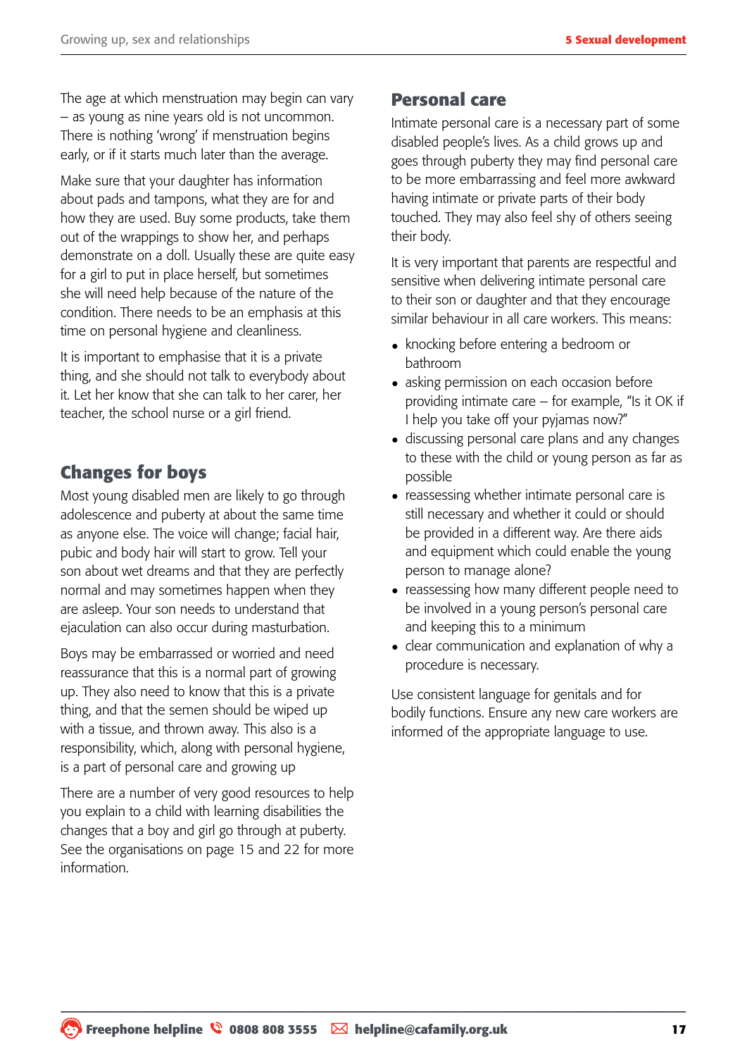The age at which menstruation may begin can vary – as young as nine years old is not uncommon. There is nothing 'wrong' if menstruation begins early, or if it starts much later than the average.

Make sure that your daughter has information about pads and tampons, what they are for and how they are used. Buy some products, take them out of the wrappings to show her, and perhaps demonstrate on a doll. Usually these are quite easy for a girl to put in place herself, but sometimes she will need help because of the nature of the condition. There needs to be an emphasis at this time on personal hygiene and cleanliness.

It is important to emphasise that it is a private thing, and she should not talk to everybody about it. Let her know that she can talk to her carer, her teacher, the school nurse or a girl friend.

## Changes for boys

Most young disabled men are likely to go through adolescence and puberty at about the same time as anyone else. The voice will change; facial hair, pubic and body hair will start to grow. Tell your son about wet dreams and that they are perfectly normal and may sometimes happen when they are asleep. Your son needs to understand that ejaculation can also occur during masturbation.

Boys may be embarrassed or worried and need reassurance that this is a normal part of growing up. They also need to know that this is a private thing, and that the semen should be wiped up with a tissue, and thrown away. This also is a responsibility, which, along with personal hygiene, is a part of personal care and growing up

There are a number of very good resources to help you explain to a child with learning disabilities the changes that a boy and girl go through at puberty. See the organisations on page 15 and 22 for more information.

## Personal care

Intimate personal care is a necessary part of some disabled people's lives. As a child grows up and goes through puberty they may find personal care to be more embarrassing and feel more awkward having intimate or private parts of their body touched. They may also feel shy of others seeing their body.

It is very important that parents are respectful and sensitive when delivering intimate personal care to their son or daughter and that they encourage similar behaviour in all care workers. This means:

- knocking before entering a bedroom or bathroom
- asking permission on each occasion before providing intimate care – for example, "Is it OK if I help you take off your pyjamas now?"
- discussing personal care plans and any changes to these with the child or young person as far as possible
- reassessing whether intimate personal care is still necessary and whether it could or should be provided in a different way. Are there aids and equipment which could enable the young person to manage alone?
- reassessing how many different people need to be involved in a young person's personal care and keeping this to a minimum
- clear communication and explanation of why a procedure is necessary.

Use consistent language for genitals and for bodily functions. Ensure any new care workers are informed of the appropriate language to use.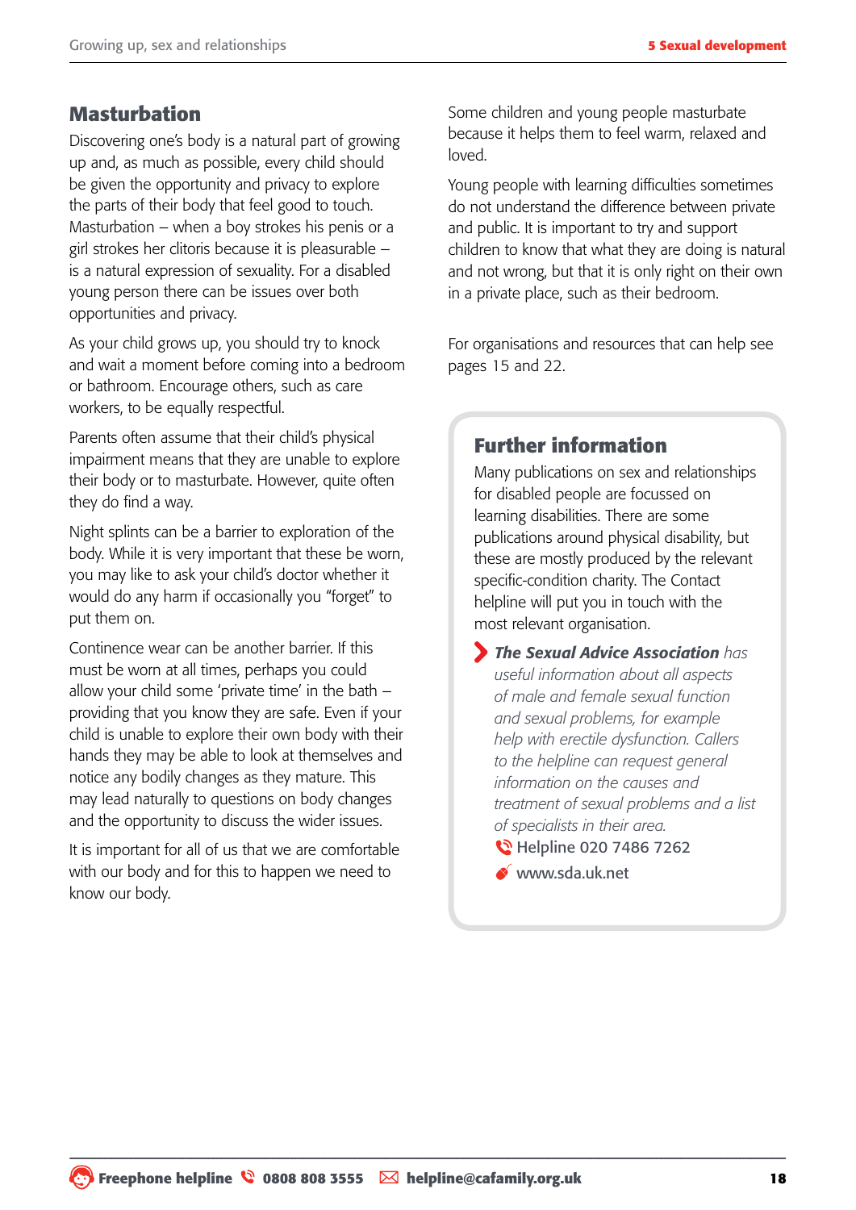## Masturbation

Discovering one's body is a natural part of growing up and, as much as possible, every child should be given the opportunity and privacy to explore the parts of their body that feel good to touch. Masturbation – when a boy strokes his penis or a girl strokes her clitoris because it is pleasurable – is a natural expression of sexuality. For a disabled young person there can be issues over both opportunities and privacy.

As your child grows up, you should try to knock and wait a moment before coming into a bedroom or bathroom. Encourage others, such as care workers, to be equally respectful.

Parents often assume that their child's physical impairment means that they are unable to explore their body or to masturbate. However, quite often they do find a way.

Night splints can be a barrier to exploration of the body. While it is very important that these be worn, you may like to ask your child's doctor whether it would do any harm if occasionally you "forget" to put them on.

Continence wear can be another barrier. If this must be worn at all times, perhaps you could allow your child some 'private time' in the bath – providing that you know they are safe. Even if your child is unable to explore their own body with their hands they may be able to look at themselves and notice any bodily changes as they mature. This may lead naturally to questions on body changes and the opportunity to discuss the wider issues.

It is important for all of us that we are comfortable with our body and for this to happen we need to know our body.

Some children and young people masturbate because it helps them to feel warm, relaxed and loved.

Young people with learning difficulties sometimes do not understand the difference between private and public. It is important to try and support children to know that what they are doing is natural and not wrong, but that it is only right on their own in a private place, such as their bedroom.

For organisations and resources that can help see pages 15 and 22.

### Further information

Many publications on sex and relationships for disabled people are focussed on learning disabilities. There are some publications around physical disability, but these are mostly produced by the relevant specific-condition charity. The Contact helpline will put you in touch with the most relevant organisation.

- ***The Sexual Advice Association*** *has useful information about all aspects of male and female sexual function and sexual problems, for example help with erectile dysfunction. Callers to the helpline can request general information on the causes and treatment of sexual problems and a list of specialists in their area.*
  - Helpline 020 7486 7262
  - www.sda.uk.net

**Freephone helpline 0808 808 3555 helpline@cafamily.org.uk**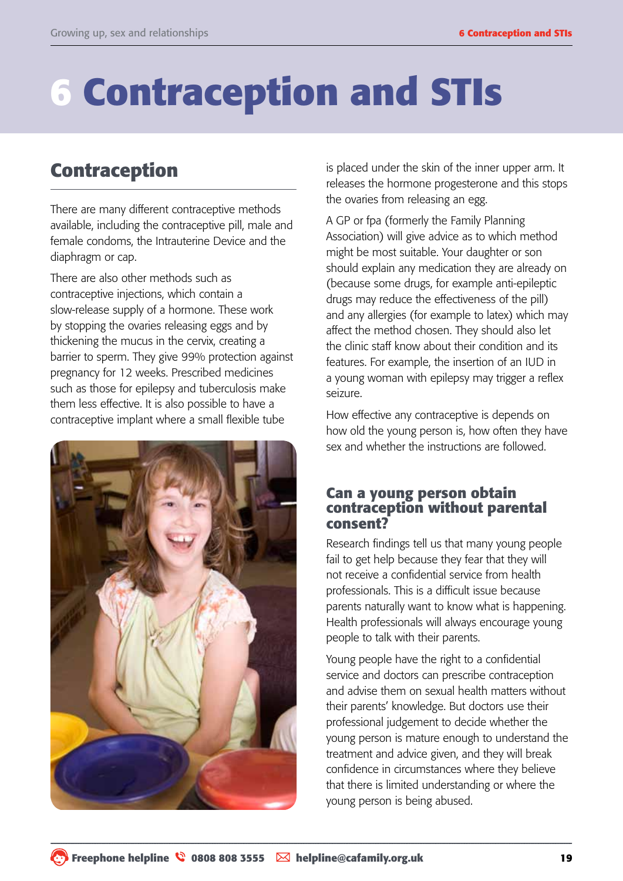# 6 Contraception and STIs

## Contraception

There are many different contraceptive methods available, including the contraceptive pill, male and female condoms, the Intrauterine Device and the diaphragm or cap.

There are also other methods such as contraceptive injections, which contain a slow-release supply of a hormone. These work by stopping the ovaries releasing eggs and by thickening the mucus in the cervix, creating a barrier to sperm. They give 99% protection against pregnancy for 12 weeks. Prescribed medicines such as those for epilepsy and tuberculosis make them less effective. It is also possible to have a contraceptive implant where a small flexible tube is placed under the skin of the inner upper arm. It releases the hormone progesterone and this stops the ovaries from releasing an egg.

A GP or fpa (formerly the Family Planning Association) will give advice as to which method might be most suitable. Your daughter or son should explain any medication they are already on (because some drugs, for example anti-epileptic drugs may reduce the effectiveness of the pill) and any allergies (for example to latex) which may affect the method chosen. They should also let the clinic staff know about their condition and its features. For example, the insertion of an IUD in a young woman with epilepsy may trigger a reflex seizure.

How effective any contraceptive is depends on how old the young person is, how often they have sex and whether the instructions are followed.

### Can a young person obtain contraception without parental consent?

Research findings tell us that many young people fail to get help because they fear that they will not receive a confidential service from health professionals. This is a difficult issue because parents naturally want to know what is happening. Health professionals will always encourage young people to talk with their parents.

Young people have the right to a confidential service and doctors can prescribe contraception and advise them on sexual health matters without their parents' knowledge. But doctors use their professional judgement to decide whether the young person is mature enough to understand the treatment and advice given, and they will break confidence in circumstances where they believe that there is limited understanding or where the young person is being abused.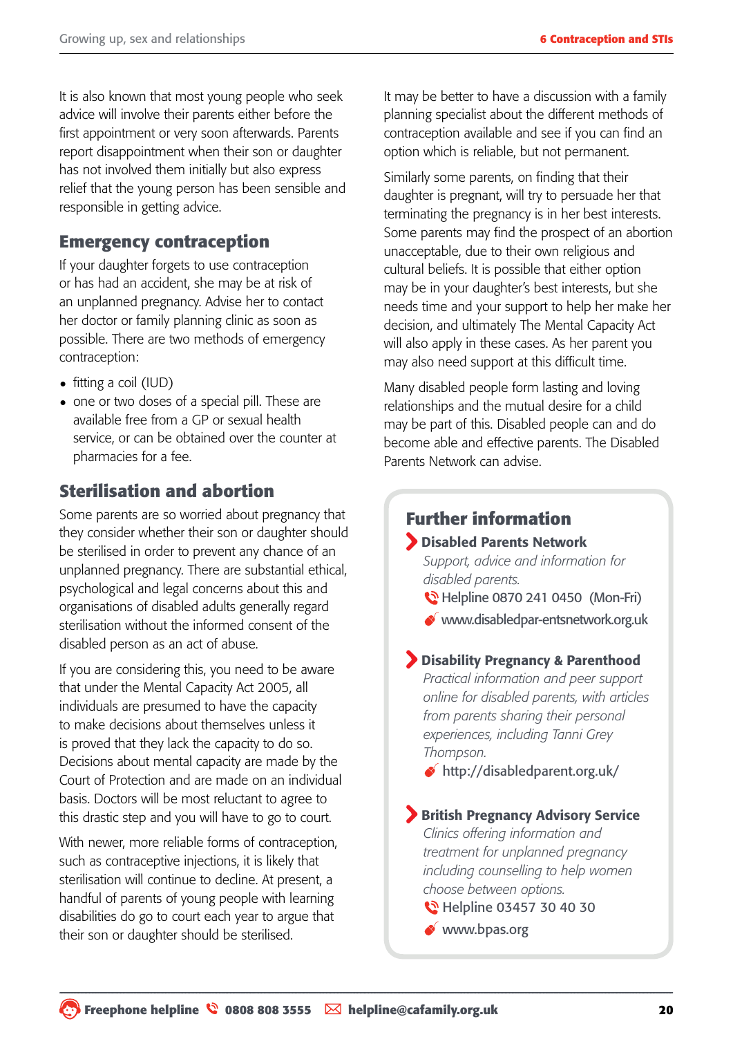It is also known that most young people who seek advice will involve their parents either before the first appointment or very soon afterwards. Parents report disappointment when their son or daughter has not involved them initially but also express relief that the young person has been sensible and responsible in getting advice.

## Emergency contraception

If your daughter forgets to use contraception or has had an accident, she may be at risk of an unplanned pregnancy. Advise her to contact her doctor or family planning clinic as soon as possible. There are two methods of emergency contraception:

- fitting a coil (IUD)
- one or two doses of a special pill. These are available free from a GP or sexual health service, or can be obtained over the counter at pharmacies for a fee.

## Sterilisation and abortion

Some parents are so worried about pregnancy that they consider whether their son or daughter should be sterilised in order to prevent any chance of an unplanned pregnancy. There are substantial ethical, psychological and legal concerns about this and organisations of disabled adults generally regard sterilisation without the informed consent of the disabled person as an act of abuse.

If you are considering this, you need to be aware that under the Mental Capacity Act 2005, all individuals are presumed to have the capacity to make decisions about themselves unless it is proved that they lack the capacity to do so. Decisions about mental capacity are made by the Court of Protection and are made on an individual basis. Doctors will be most reluctant to agree to this drastic step and you will have to go to court.

With newer, more reliable forms of contraception, such as contraceptive injections, it is likely that sterilisation will continue to decline. At present, a handful of parents of young people with learning disabilities do go to court each year to argue that their son or daughter should be sterilised.

It may be better to have a discussion with a family planning specialist about the different methods of contraception available and see if you can find an option which is reliable, but not permanent.

Similarly some parents, on finding that their daughter is pregnant, will try to persuade her that terminating the pregnancy is in her best interests. Some parents may find the prospect of an abortion unacceptable, due to their own religious and cultural beliefs. It is possible that either option may be in your daughter's best interests, but she needs time and your support to help her make her decision, and ultimately The Mental Capacity Act will also apply in these cases. As her parent you may also need support at this difficult time.

Many disabled people form lasting and loving relationships and the mutual desire for a child may be part of this. Disabled people can and do become able and effective parents. The Disabled Parents Network can advise.

## Further information

**Disabled Parents Network**
*Support, advice and information for disabled parents.*
Helpline 0870 241 0450 (Mon-Fri)
www.disabledpar-entsnetwork.org.uk

**Disability Pregnancy & Parenthood**
*Practical information and peer support online for disabled parents, with articles from parents sharing their personal experiences, including Tanni Grey Thompson.*
http://disabledparent.org.uk/

**British Pregnancy Advisory Service**
*Clinics offering information and treatment for unplanned pregnancy including counselling to help women choose between options.*
Helpline 03457 30 40 30
www.bpas.org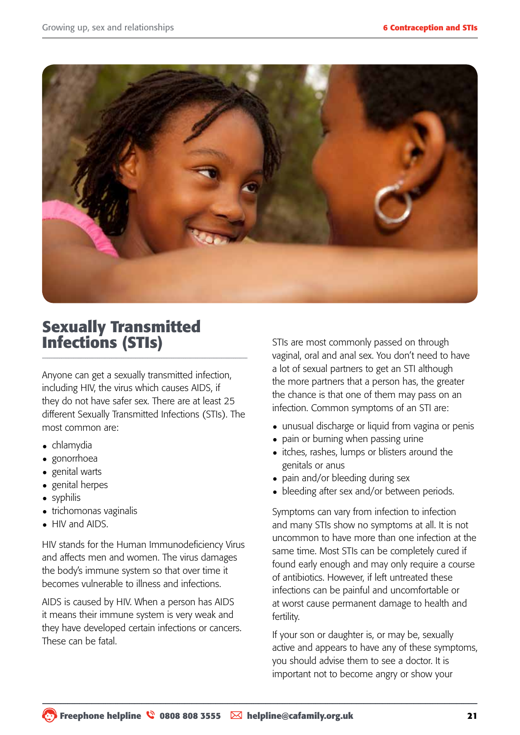## Sexually Transmitted Infections (STIs)

Anyone can get a sexually transmitted infection, including HIV, the virus which causes AIDS, if they do not have safer sex. There are at least 25 different Sexually Transmitted Infections (STIs). The most common are:

- chlamydia
- gonorrhoea
- genital warts
- genital herpes
- syphilis
- trichomonas vaginalis
- HIV and AIDS.

HIV stands for the Human Immunodeficiency Virus and affects men and women. The virus damages the body's immune system so that over time it becomes vulnerable to illness and infections.

AIDS is caused by HIV. When a person has AIDS it means their immune system is very weak and they have developed certain infections or cancers. These can be fatal.

STIs are most commonly passed on through vaginal, oral and anal sex. You don't need to have a lot of sexual partners to get an STI although the more partners that a person has, the greater the chance is that one of them may pass on an infection. Common symptoms of an STI are:

- unusual discharge or liquid from vagina or penis
- pain or burning when passing urine
- itches, rashes, lumps or blisters around the genitals or anus
- pain and/or bleeding during sex
- bleeding after sex and/or between periods.

Symptoms can vary from infection to infection and many STIs show no symptoms at all. It is not uncommon to have more than one infection at the same time. Most STIs can be completely cured if found early enough and may only require a course of antibiotics. However, if left untreated these infections can be painful and uncomfortable or at worst cause permanent damage to health and fertility.

If your son or daughter is, or may be, sexually active and appears to have any of these symptoms, you should advise them to see a doctor. It is important not to become angry or show your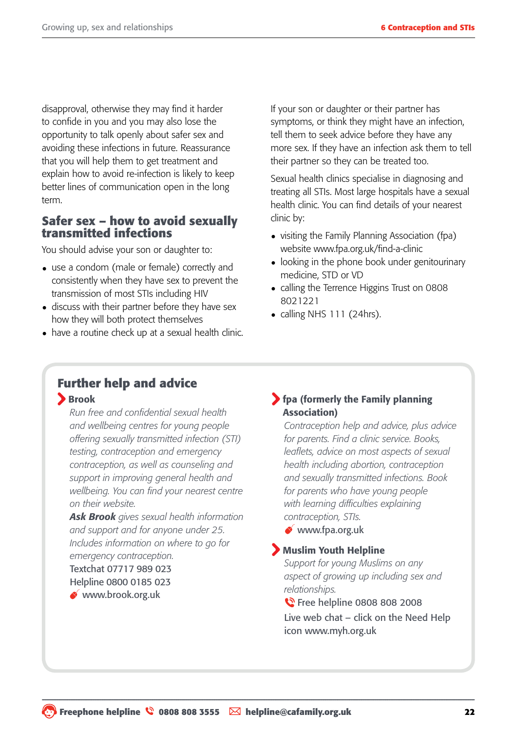disapproval, otherwise they may find it harder to confide in you and you may also lose the opportunity to talk openly about safer sex and avoiding these infections in future. Reassurance that you will help them to get treatment and explain how to avoid re-infection is likely to keep better lines of communication open in the long term.

## Safer sex – how to avoid sexually transmitted infections

You should advise your son or daughter to:

- use a condom (male or female) correctly and consistently when they have sex to prevent the transmission of most STIs including HIV
- discuss with their partner before they have sex how they will both protect themselves
- have a routine check up at a sexual health clinic.

If your son or daughter or their partner has symptoms, or think they might have an infection, tell them to seek advice before they have any more sex. If they have an infection ask them to tell their partner so they can be treated too.

Sexual health clinics specialise in diagnosing and treating all STIs. Most large hospitals have a sexual health clinic. You can find details of your nearest clinic by:

- visiting the Family Planning Association (fpa) website www.fpa.org.uk/find-a-clinic
- looking in the phone book under genitourinary medicine, STD or VD
- calling the Terrence Higgins Trust on 0808 8021221
- calling NHS 111 (24hrs).

## Further help and advice

### Brook

*Run free and confidential sexual health and wellbeing centres for young people offering sexually transmitted infection (STI) testing, contraception and emergency contraception, as well as counseling and support in improving general health and wellbeing. You can find your nearest centre on their website.*

***Ask Brook** gives sexual health information and support and for anyone under 25. Includes information on where to go for emergency contraception.*

Textchat 07717 989 023
Helpline 0800 0185 023
www.brook.org.uk

### fpa (formerly the Family planning Association)

*Contraception help and advice, plus advice for parents. Find a clinic service. Books, leaflets, advice on most aspects of sexual health including abortion, contraception and sexually transmitted infections. Book for parents who have young people with learning difficulties explaining contraception, STIs.*

www.fpa.org.uk

### Muslim Youth Helpline

*Support for young Muslims on any aspect of growing up including sex and relationships.*

Free helpline 0808 808 2008
Live web chat – click on the Need Help icon www.myh.org.uk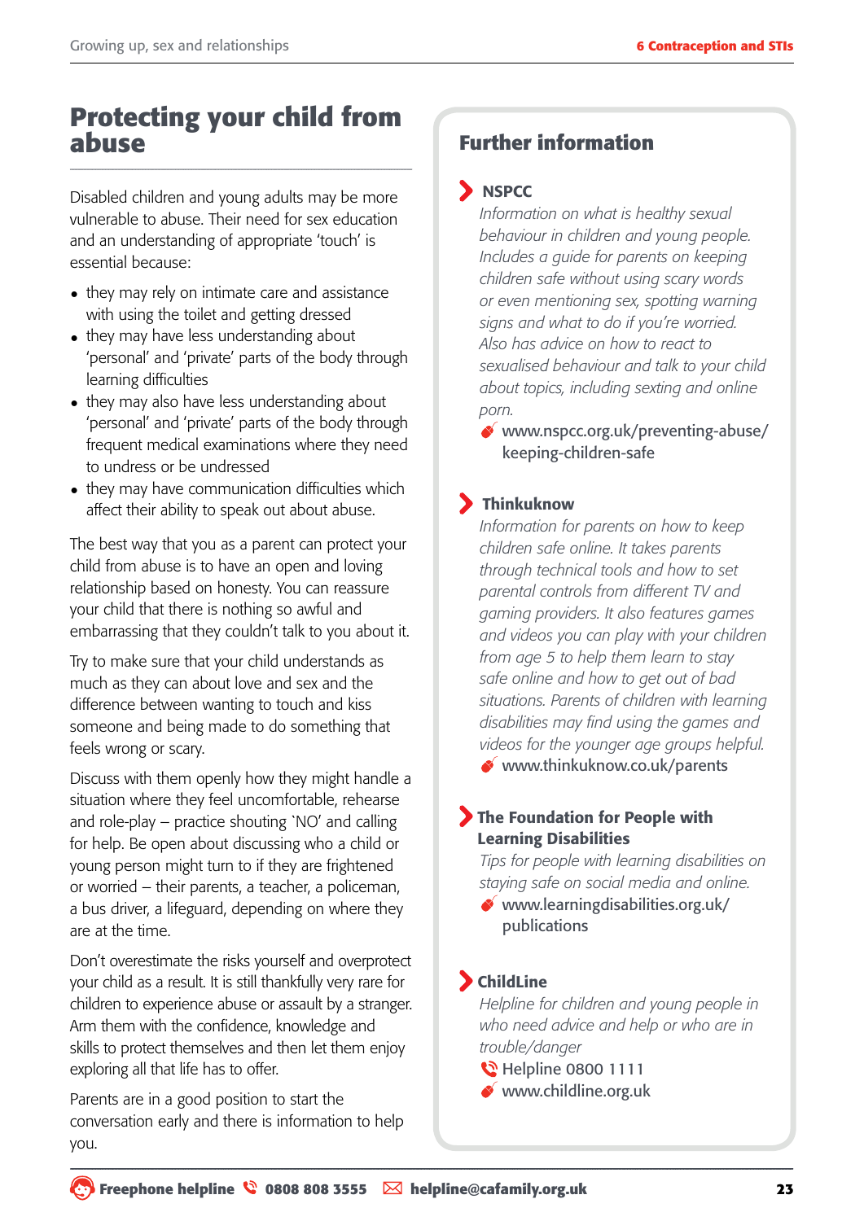# Protecting your child from abuse

Disabled children and young adults may be more vulnerable to abuse. Their need for sex education and an understanding of appropriate 'touch' is essential because:

- they may rely on intimate care and assistance with using the toilet and getting dressed
- they may have less understanding about 'personal' and 'private' parts of the body through learning difficulties
- they may also have less understanding about 'personal' and 'private' parts of the body through frequent medical examinations where they need to undress or be undressed
- they may have communication difficulties which affect their ability to speak out about abuse.

The best way that you as a parent can protect your child from abuse is to have an open and loving relationship based on honesty. You can reassure your child that there is nothing so awful and embarrassing that they couldn't talk to you about it.

Try to make sure that your child understands as much as they can about love and sex and the difference between wanting to touch and kiss someone and being made to do something that feels wrong or scary.

Discuss with them openly how they might handle a situation where they feel uncomfortable, rehearse and role-play – practice shouting 'NO' and calling for help. Be open about discussing who a child or young person might turn to if they are frightened or worried – their parents, a teacher, a policeman, a bus driver, a lifeguard, depending on where they are at the time.

Don't overestimate the risks yourself and overprotect your child as a result. It is still thankfully very rare for children to experience abuse or assault by a stranger. Arm them with the confidence, knowledge and skills to protect themselves and then let them enjoy exploring all that life has to offer.

Parents are in a good position to start the conversation early and there is information to help you.

## Further information

### NSPCC

*Information on what is healthy sexual behaviour in children and young people. Includes a guide for parents on keeping children safe without using scary words or even mentioning sex, spotting warning signs and what to do if you're worried. Also has advice on how to react to sexualised behaviour and talk to your child about topics, including sexting and online porn.*

www.nspcc.org.uk/preventing-abuse/keeping-children-safe

### Thinkuknow

*Information for parents on how to keep children safe online. It takes parents through technical tools and how to set parental controls from different TV and gaming providers. It also features games and videos you can play with your children from age 5 to help them learn to stay safe online and how to get out of bad situations. Parents of children with learning disabilities may find using the games and videos for the younger age groups helpful.*

www.thinkuknow.co.uk/parents

### The Foundation for People with Learning Disabilities

*Tips for people with learning disabilities on staying safe on social media and online.*

www.learningdisabilities.org.uk/publications

### ChildLine

*Helpline for children and young people in who need advice and help or who are in trouble/danger*

Helpline 0800 1111

www.childline.org.uk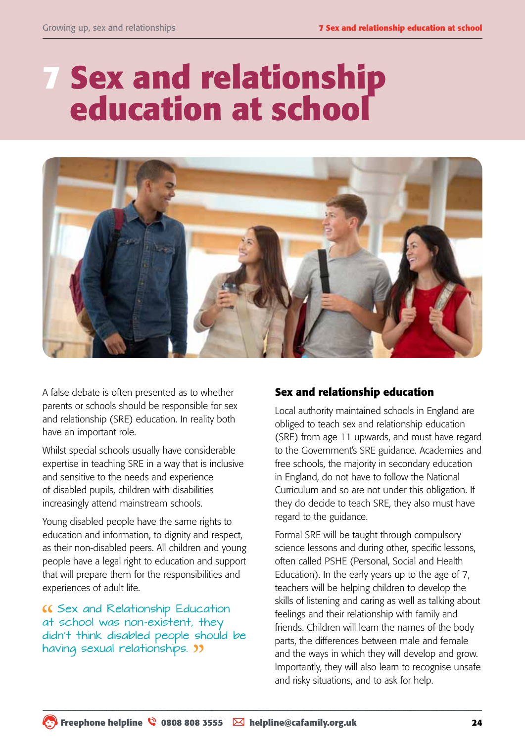# 7 Sex and relationship education at school

A false debate is often presented as to whether parents or schools should be responsible for sex and relationship (SRE) education. In reality both have an important role.

Whilst special schools usually have considerable expertise in teaching SRE in a way that is inclusive and sensitive to the needs and experience of disabled pupils, children with disabilities increasingly attend mainstream schools.

Young disabled people have the same rights to education and information, to dignity and respect, as their non-disabled peers. All children and young people have a legal right to education and support that will prepare them for the responsibilities and experiences of adult life.

> "Sex and Relationship Education at school was non-existent, they didn't think disabled people should be having sexual relationships."

## Sex and relationship education

Local authority maintained schools in England are obliged to teach sex and relationship education (SRE) from age 11 upwards, and must have regard to the Government's SRE guidance. Academies and free schools, the majority in secondary education in England, do not have to follow the National Curriculum and so are not under this obligation. If they do decide to teach SRE, they also must have regard to the guidance.

Formal SRE will be taught through compulsory science lessons and during other, specific lessons, often called PSHE (Personal, Social and Health Education). In the early years up to the age of 7, teachers will be helping children to develop the skills of listening and caring as well as talking about feelings and their relationship with family and friends. Children will learn the names of the body parts, the differences between male and female and the ways in which they will develop and grow. Importantly, they will also learn to recognise unsafe and risky situations, and to ask for help.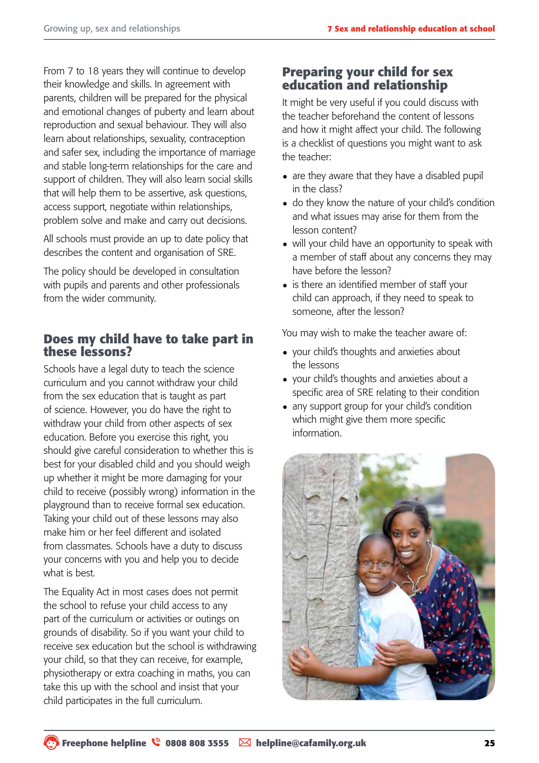From 7 to 18 years they will continue to develop their knowledge and skills. In agreement with parents, children will be prepared for the physical and emotional changes of puberty and learn about reproduction and sexual behaviour. They will also learn about relationships, sexuality, contraception and safer sex, including the importance of marriage and stable long-term relationships for the care and support of children. They will also learn social skills that will help them to be assertive, ask questions, access support, negotiate within relationships, problem solve and make and carry out decisions.

All schools must provide an up to date policy that describes the content and organisation of SRE.

The policy should be developed in consultation with pupils and parents and other professionals from the wider community.

## Does my child have to take part in these lessons?

Schools have a legal duty to teach the science curriculum and you cannot withdraw your child from the sex education that is taught as part of science. However, you do have the right to withdraw your child from other aspects of sex education. Before you exercise this right, you should give careful consideration to whether this is best for your disabled child and you should weigh up whether it might be more damaging for your child to receive (possibly wrong) information in the playground than to receive formal sex education. Taking your child out of these lessons may also make him or her feel different and isolated from classmates. Schools have a duty to discuss your concerns with you and help you to decide what is best.

The Equality Act in most cases does not permit the school to refuse your child access to any part of the curriculum or activities or outings on grounds of disability. So if you want your child to receive sex education but the school is withdrawing your child, so that they can receive, for example, physiotherapy or extra coaching in maths, you can take this up with the school and insist that your child participates in the full curriculum.

## Preparing your child for sex education and relationship

It might be very useful if you could discuss with the teacher beforehand the content of lessons and how it might affect your child. The following is a checklist of questions you might want to ask the teacher:

- are they aware that they have a disabled pupil in the class?
- do they know the nature of your child's condition and what issues may arise for them from the lesson content?
- will your child have an opportunity to speak with a member of staff about any concerns they may have before the lesson?
- is there an identified member of staff your child can approach, if they need to speak to someone, after the lesson?

You may wish to make the teacher aware of:

- your child's thoughts and anxieties about the lessons
- your child's thoughts and anxieties about a specific area of SRE relating to their condition
- any support group for your child's condition which might give them more specific information.

**Freephone helpline** 0808 808 3555 helpline@cafamily.org.uk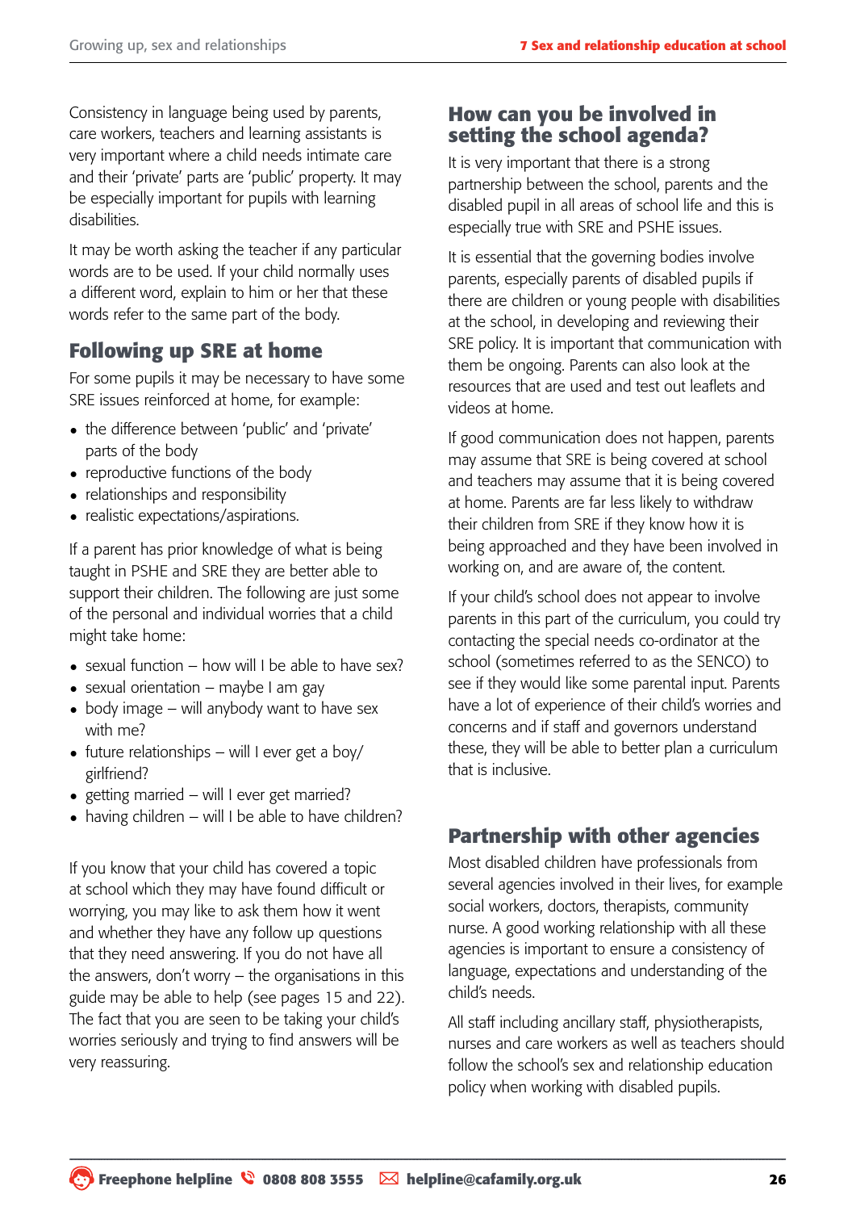Consistency in language being used by parents, care workers, teachers and learning assistants is very important where a child needs intimate care and their 'private' parts are 'public' property. It may be especially important for pupils with learning disabilities.

It may be worth asking the teacher if any particular words are to be used. If your child normally uses a different word, explain to him or her that these words refer to the same part of the body.

## Following up SRE at home

For some pupils it may be necessary to have some SRE issues reinforced at home, for example:

- the difference between 'public' and 'private' parts of the body
- reproductive functions of the body
- relationships and responsibility
- realistic expectations/aspirations.

If a parent has prior knowledge of what is being taught in PSHE and SRE they are better able to support their children. The following are just some of the personal and individual worries that a child might take home:

- sexual function – how will I be able to have sex?
- sexual orientation – maybe I am gay
- body image – will anybody want to have sex with me?
- future relationships – will I ever get a boy/ girlfriend?
- getting married – will I ever get married?
- having children – will I be able to have children?

If you know that your child has covered a topic at school which they may have found difficult or worrying, you may like to ask them how it went and whether they have any follow up questions that they need answering. If you do not have all the answers, don't worry – the organisations in this guide may be able to help (see pages 15 and 22). The fact that you are seen to be taking your child's worries seriously and trying to find answers will be very reassuring.

## How can you be involved in setting the school agenda?

It is very important that there is a strong partnership between the school, parents and the disabled pupil in all areas of school life and this is especially true with SRE and PSHE issues.

It is essential that the governing bodies involve parents, especially parents of disabled pupils if there are children or young people with disabilities at the school, in developing and reviewing their SRE policy. It is important that communication with them be ongoing. Parents can also look at the resources that are used and test out leaflets and videos at home.

If good communication does not happen, parents may assume that SRE is being covered at school and teachers may assume that it is being covered at home. Parents are far less likely to withdraw their children from SRE if they know how it is being approached and they have been involved in working on, and are aware of, the content.

If your child's school does not appear to involve parents in this part of the curriculum, you could try contacting the special needs co-ordinator at the school (sometimes referred to as the SENCO) to see if they would like some parental input. Parents have a lot of experience of their child's worries and concerns and if staff and governors understand these, they will be able to better plan a curriculum that is inclusive.

## Partnership with other agencies

Most disabled children have professionals from several agencies involved in their lives, for example social workers, doctors, therapists, community nurse. A good working relationship with all these agencies is important to ensure a consistency of language, expectations and understanding of the child's needs.

All staff including ancillary staff, physiotherapists, nurses and care workers as well as teachers should follow the school's sex and relationship education policy when working with disabled pupils.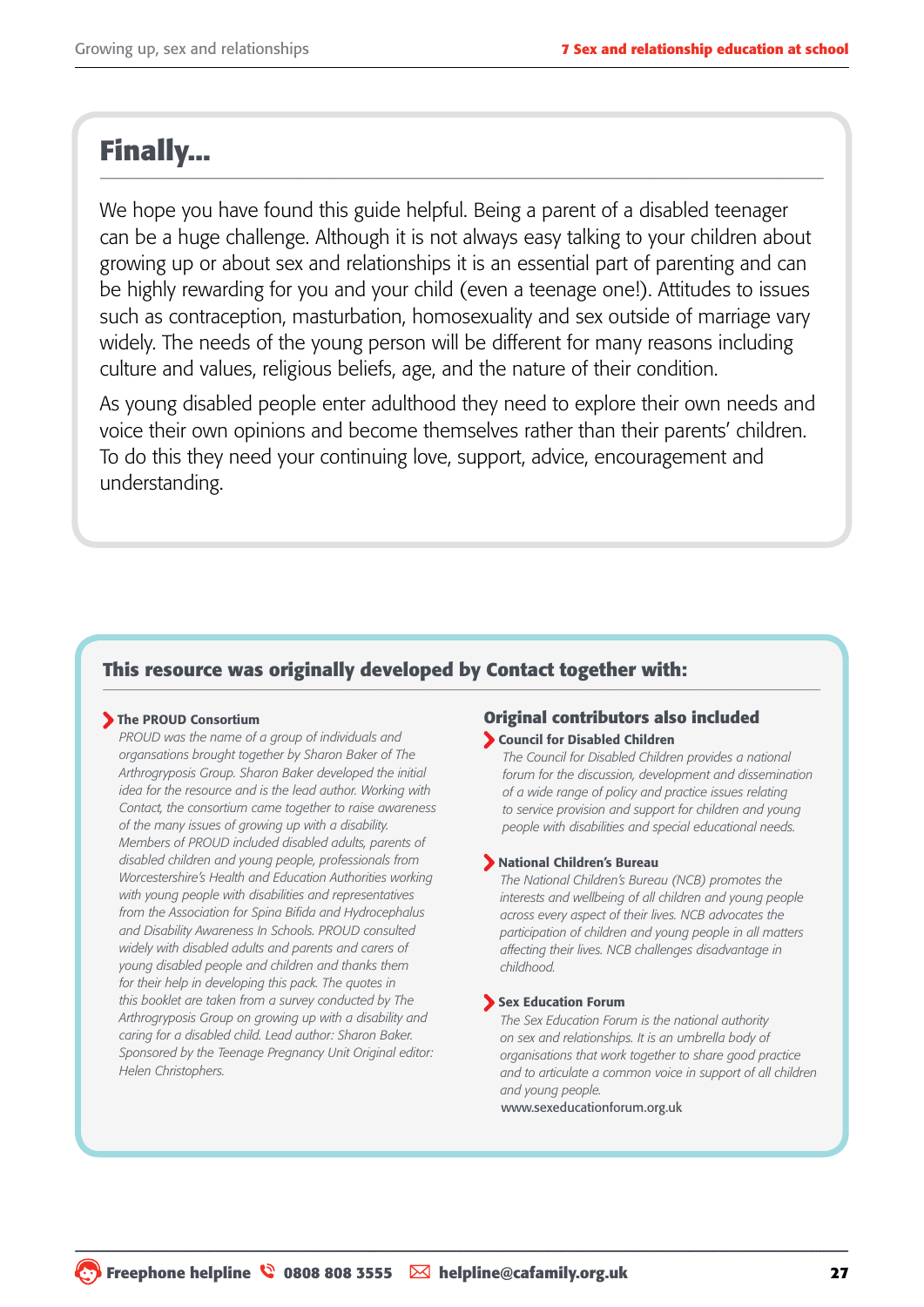## Finally...

We hope you have found this guide helpful. Being a parent of a disabled teenager can be a huge challenge. Although it is not always easy talking to your children about growing up or about sex and relationships it is an essential part of parenting and can be highly rewarding for you and your child (even a teenage one!). Attitudes to issues such as contraception, masturbation, homosexuality and sex outside of marriage vary widely. The needs of the young person will be different for many reasons including culture and values, religious beliefs, age, and the nature of their condition.

As young disabled people enter adulthood they need to explore their own needs and voice their own opinions and become themselves rather than their parents' children. To do this they need your continuing love, support, advice, encouragement and understanding.

### This resource was originally developed by Contact together with:

**The PROUD Consortium**

*PROUD was the name of a group of individuals and organsations brought together by Sharon Baker of The Arthrogryposis Group. Sharon Baker developed the initial idea for the resource and is the lead author. Working with Contact, the consortium came together to raise awareness of the many issues of growing up with a disability. Members of PROUD included disabled adults, parents of disabled children and young people, professionals from Worcestershire's Health and Education Authorities working with young people with disabilities and representatives from the Association for Spina Bifida and Hydrocephalus and Disability Awareness In Schools. PROUD consulted widely with disabled adults and parents and carers of young disabled people and children and thanks them for their help in developing this pack. The quotes in this booklet are taken from a survey conducted by The Arthrogryposis Group on growing up with a disability and caring for a disabled child. Lead author: Sharon Baker. Sponsored by the Teenage Pregnancy Unit Original editor: Helen Christophers.*

### Original contributors also included

**Council for Disabled Children**

*The Council for Disabled Children provides a national forum for the discussion, development and dissemination of a wide range of policy and practice issues relating to service provision and support for children and young people with disabilities and special educational needs.*

**National Children's Bureau**

*The National Children's Bureau (NCB) promotes the interests and wellbeing of all children and young people across every aspect of their lives. NCB advocates the participation of children and young people in all matters affecting their lives. NCB challenges disadvantage in childhood.*

**Sex Education Forum**

*The Sex Education Forum is the national authority on sex and relationships. It is an umbrella body of organisations that work together to share good practice and to articulate a common voice in support of all children and young people.*

www.sexeducationforum.org.uk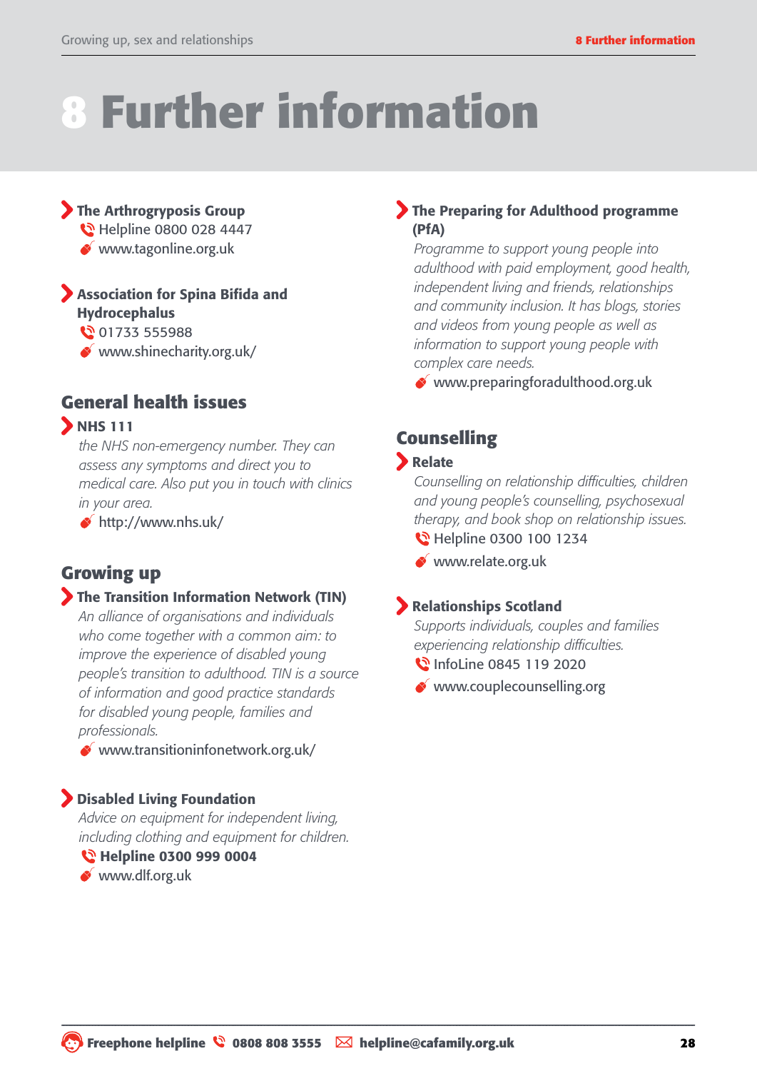# 8 Further information

**The Arthrogryposis Group**
Helpline 0800 028 4447
www.tagonline.org.uk

**Association for Spina Bifida and Hydrocephalus**
01733 555988
www.shinecharity.org.uk/

## General health issues

**NHS 111**
*the NHS non-emergency number. They can assess any symptoms and direct you to medical care. Also put you in touch with clinics in your area.*
http://www.nhs.uk/

## Growing up

**The Transition Information Network (TIN)**
*An alliance of organisations and individuals who come together with a common aim: to improve the experience of disabled young people's transition to adulthood. TIN is a source of information and good practice standards for disabled young people, families and professionals.*
www.transitioninfonetwork.org.uk/

**Disabled Living Foundation**
*Advice on equipment for independent living, including clothing and equipment for children.*
**Helpline 0300 999 0004**
www.dlf.org.uk

**The Preparing for Adulthood programme (PfA)**
*Programme to support young people into adulthood with paid employment, good health, independent living and friends, relationships and community inclusion. It has blogs, stories and videos from young people as well as information to support young people with complex care needs.*
www.preparingforadulthood.org.uk

## Counselling

**Relate**
*Counselling on relationship difficulties, children and young people's counselling, psychosexual therapy, and book shop on relationship issues.*
Helpline 0300 100 1234
www.relate.org.uk

**Relationships Scotland**
*Supports individuals, couples and families experiencing relationship difficulties.*
InfoLine 0845 119 2020
www.couplecounselling.org

**Freephone helpline** 0808 808 3555 helpline@cafamily.org.uk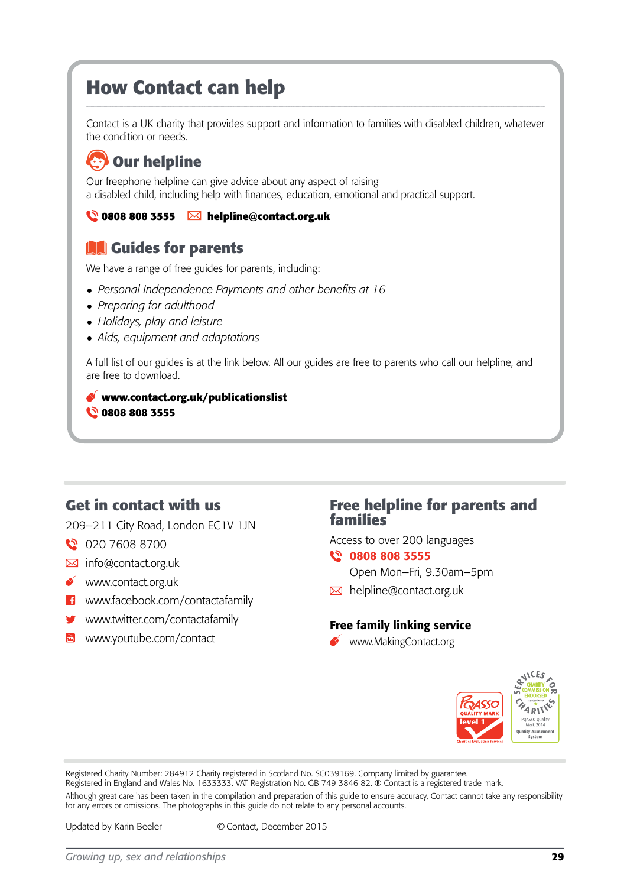## How Contact can help

Contact is a UK charity that provides support and information to families with disabled children, whatever the condition or needs.

### Our helpline

Our freephone helpline can give advice about any aspect of raising a disabled child, including help with finances, education, emotional and practical support.

**0808 808 3555** **helpline@contact.org.uk**

### Guides for parents

We have a range of free guides for parents, including:

- *Personal Independence Payments and other benefits at 16*
- *Preparing for adulthood*
- *Holidays, play and leisure*
- *Aids, equipment and adaptations*

A full list of our guides is at the link below. All our guides are free to parents who call our helpline, and are free to download.

**www.contact.org.uk/publicationslist**
**0808 808 3555**

## Get in contact with us

209–211 City Road, London EC1V 1JN

020 7608 8700

info@contact.org.uk

www.contact.org.uk

www.facebook.com/contactafamily

www.twitter.com/contactafamily

www.youtube.com/contact

## Free helpline for parents and families

Access to over 200 languages

**0808 808 3555**
Open Mon–Fri, 9.30am–5pm

helpline@contact.org.uk

### Free family linking service

www.MakingContact.org

PQASSO QUALITY MARK level 1

SERVICES FOR CHARITIES – CHARITY COMMISSION ENDORSED – PQASSO Quality Mark 2014 – Quality Assessment System

Registered Charity Number: 284912 Charity registered in Scotland No. SC039169. Company limited by guarantee. Registered in England and Wales No. 1633333. VAT Registration No. GB 749 3846 82. ® Contact is a registered trade mark.
Although great care has been taken in the compilation and preparation of this guide to ensure accuracy, Contact cannot take any responsibility for any errors or omissions. The photographs in this guide do not relate to any personal accounts.

Updated by Karin Beeler © Contact, December 2015